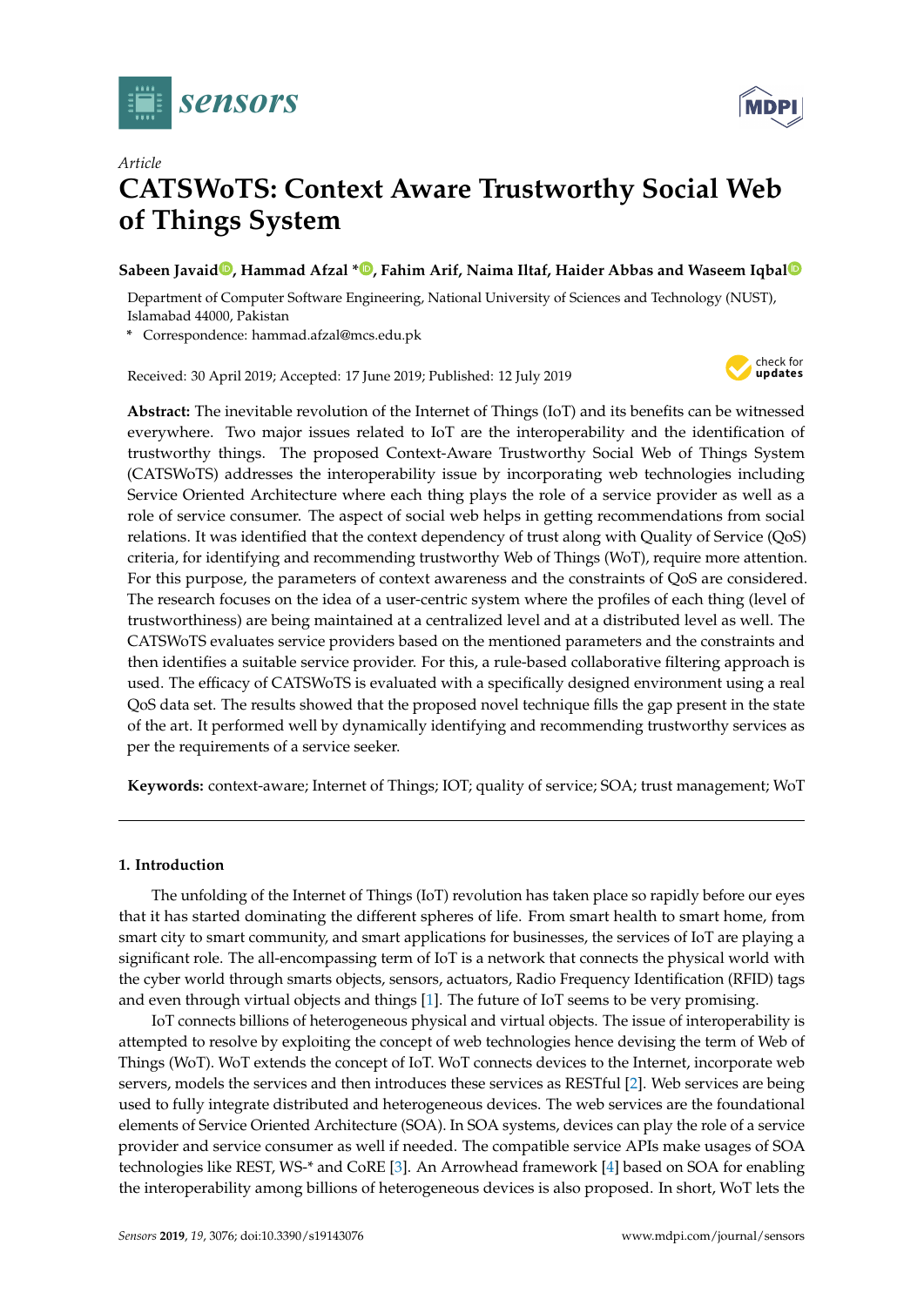Article

# CATSWoTS: Context Aware Trustworthy Social Web of Things System

**Sabeen Javaid, Hammad Afzal \*, Fahim Arif, Naima Iltaf, Haider Abbas and Waseem Iqbal**

Department of Computer Software Engineering, National University of Sciences and Technology (NUST), Islamabad 44000, Pakistan

\* Correspondence: hammad.afzal@mcs.edu.pk

Received: 30 April 2019; Accepted: 17 June 2019; Published: 12 July 2019

**Abstract:** The inevitable revolution of the Internet of Things (IoT) and its benefits can be witnessed everywhere. Two major issues related to IoT are the interoperability and the identification of trustworthy things. The proposed Context-Aware Trustworthy Social Web of Things System (CATSWoTS) addresses the interoperability issue by incorporating web technologies including Service Oriented Architecture where each thing plays the role of a service provider as well as a role of service consumer. The aspect of social web helps in getting recommendations from social relations. It was identified that the context dependency of trust along with Quality of Service (QoS) criteria, for identifying and recommending trustworthy Web of Things (WoT), require more attention. For this purpose, the parameters of context awareness and the constraints of QoS are considered. The research focuses on the idea of a user-centric system where the profiles of each thing (level of trustworthiness) are being maintained at a centralized level and at a distributed level as well. The CATSWoTS evaluates service providers based on the mentioned parameters and the constraints and then identifies a suitable service provider. For this, a rule-based collaborative filtering approach is used. The efficacy of CATSWoTS is evaluated with a specifically designed environment using a real QoS data set. The results showed that the proposed novel technique fills the gap present in the state of the art. It performed well by dynamically identifying and recommending trustworthy services as per the requirements of a service seeker.

**Keywords:** context-aware; Internet of Things; IOT; quality of service; SOA; trust management; WoT

## 1. Introduction

The unfolding of the Internet of Things (IoT) revolution has taken place so rapidly before our eyes that it has started dominating the different spheres of life. From smart health to smart home, from smart city to smart community, and smart applications for businesses, the services of IoT are playing a significant role. The all-encompassing term of IoT is a network that connects the physical world with the cyber world through smarts objects, sensors, actuators, Radio Frequency Identification (RFID) tags and even through virtual objects and things [1]. The future of IoT seems to be very promising.

IoT connects billions of heterogeneous physical and virtual objects. The issue of interoperability is attempted to resolve by exploiting the concept of web technologies hence devising the term of Web of Things (WoT). WoT extends the concept of IoT. WoT connects devices to the Internet, incorporate web servers, models the services and then introduces these services as RESTful [2]. Web services are being used to fully integrate distributed and heterogeneous devices. The web services are the foundational elements of Service Oriented Architecture (SOA). In SOA systems, devices can play the role of a service provider and service consumer as well if needed. The compatible service APIs make usages of SOA technologies like REST, WS-* and CoRE [3]. An Arrowhead framework [4] based on SOA for enabling the interoperability among billions of heterogeneous devices is also proposed. In short, WoT lets the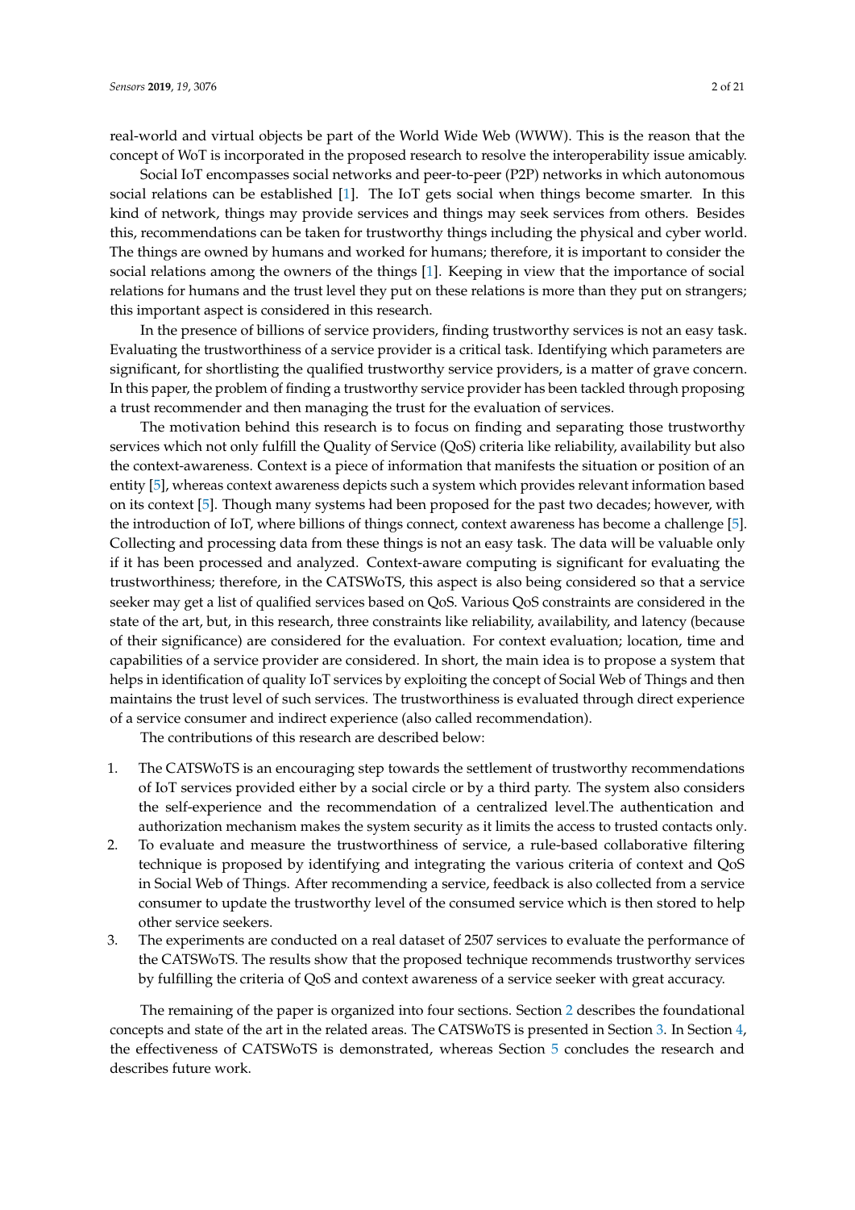real-world and virtual objects be part of the World Wide Web (WWW). This is the reason that the concept of WoT is incorporated in the proposed research to resolve the interoperability issue amicably.

Social IoT encompasses social networks and peer-to-peer (P2P) networks in which autonomous social relations can be established [1]. The IoT gets social when things become smarter. In this kind of network, things may provide services and things may seek services from others. Besides this, recommendations can be taken for trustworthy things including the physical and cyber world. The things are owned by humans and worked for humans; therefore, it is important to consider the social relations among the owners of the things [1]. Keeping in view that the importance of social relations for humans and the trust level they put on these relations is more than they put on strangers; this important aspect is considered in this research.

In the presence of billions of service providers, finding trustworthy services is not an easy task. Evaluating the trustworthiness of a service provider is a critical task. Identifying which parameters are significant, for shortlisting the qualified trustworthy service providers, is a matter of grave concern. In this paper, the problem of finding a trustworthy service provider has been tackled through proposing a trust recommender and then managing the trust for the evaluation of services.

The motivation behind this research is to focus on finding and separating those trustworthy services which not only fulfill the Quality of Service (QoS) criteria like reliability, availability but also the context-awareness. Context is a piece of information that manifests the situation or position of an entity [5], whereas context awareness depicts such a system which provides relevant information based on its context [5]. Though many systems had been proposed for the past two decades; however, with the introduction of IoT, where billions of things connect, context awareness has become a challenge [5]. Collecting and processing data from these things is not an easy task. The data will be valuable only if it has been processed and analyzed. Context-aware computing is significant for evaluating the trustworthiness; therefore, in the CATSWoTS, this aspect is also being considered so that a service seeker may get a list of qualified services based on QoS. Various QoS constraints are considered in the state of the art, but, in this research, three constraints like reliability, availability, and latency (because of their significance) are considered for the evaluation. For context evaluation; location, time and capabilities of a service provider are considered. In short, the main idea is to propose a system that helps in identification of quality IoT services by exploiting the concept of Social Web of Things and then maintains the trust level of such services. The trustworthiness is evaluated through direct experience of a service consumer and indirect experience (also called recommendation).

The contributions of this research are described below:

1. The CATSWoTS is an encouraging step towards the settlement of trustworthy recommendations of IoT services provided either by a social circle or by a third party. The system also considers the self-experience and the recommendation of a centralized level.The authentication and authorization mechanism makes the system security as it limits the access to trusted contacts only.
2. To evaluate and measure the trustworthiness of service, a rule-based collaborative filtering technique is proposed by identifying and integrating the various criteria of context and QoS in Social Web of Things. After recommending a service, feedback is also collected from a service consumer to update the trustworthy level of the consumed service which is then stored to help other service seekers.
3. The experiments are conducted on a real dataset of 2507 services to evaluate the performance of the CATSWoTS. The results show that the proposed technique recommends trustworthy services by fulfilling the criteria of QoS and context awareness of a service seeker with great accuracy.

The remaining of the paper is organized into four sections. Section 2 describes the foundational concepts and state of the art in the related areas. The CATSWoTS is presented in Section 3. In Section 4, the effectiveness of CATSWoTS is demonstrated, whereas Section 5 concludes the research and describes future work.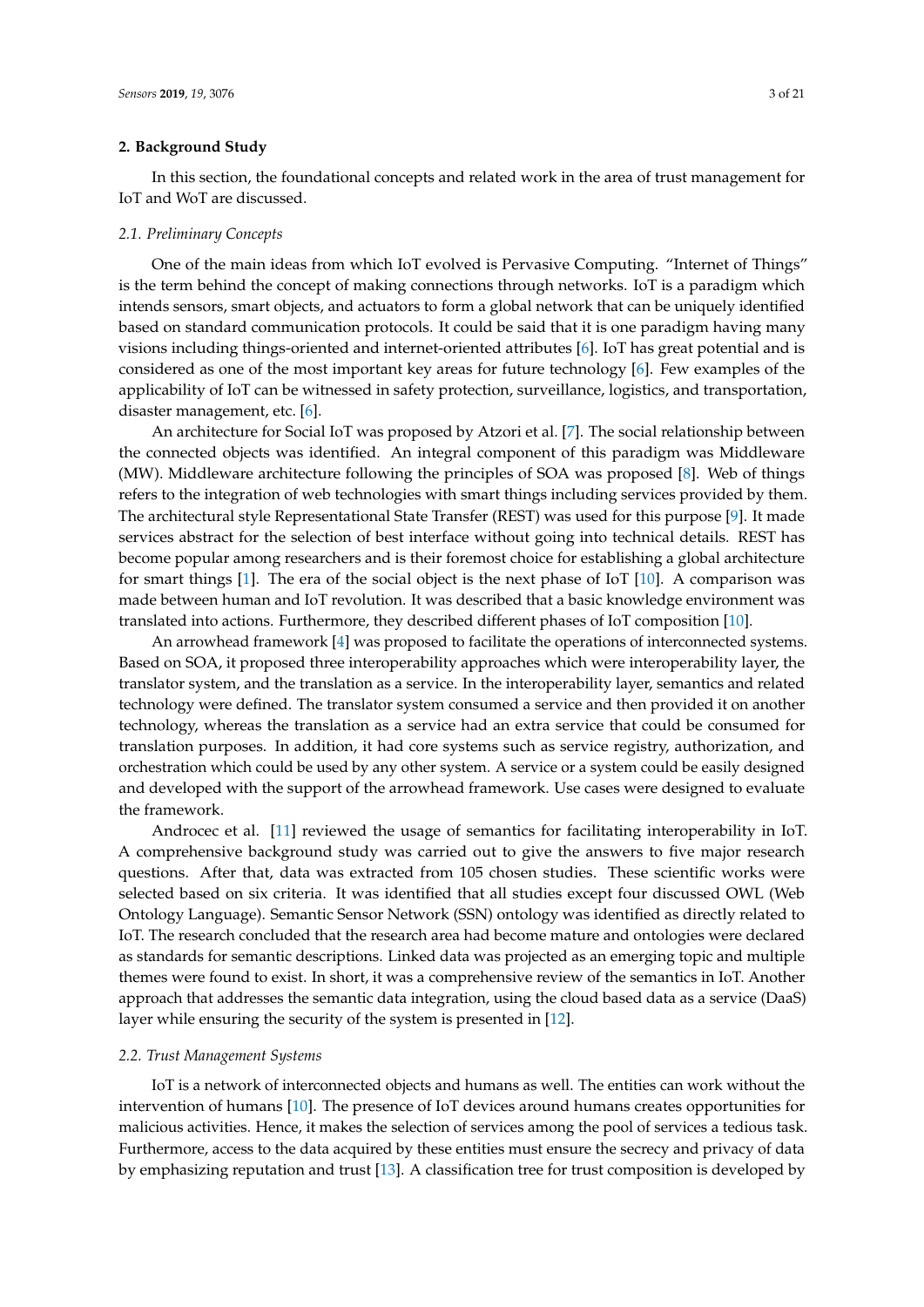## 2. Background Study

In this section, the foundational concepts and related work in the area of trust management for IoT and WoT are discussed.

### 2.1. Preliminary Concepts

One of the main ideas from which IoT evolved is Pervasive Computing. "Internet of Things" is the term behind the concept of making connections through networks. IoT is a paradigm which intends sensors, smart objects, and actuators to form a global network that can be uniquely identified based on standard communication protocols. It could be said that it is one paradigm having many visions including things-oriented and internet-oriented attributes [6]. IoT has great potential and is considered as one of the most important key areas for future technology [6]. Few examples of the applicability of IoT can be witnessed in safety protection, surveillance, logistics, and transportation, disaster management, etc. [6].

An architecture for Social IoT was proposed by Atzori et al. [7]. The social relationship between the connected objects was identified. An integral component of this paradigm was Middleware (MW). Middleware architecture following the principles of SOA was proposed [8]. Web of things refers to the integration of web technologies with smart things including services provided by them. The architectural style Representational State Transfer (REST) was used for this purpose [9]. It made services abstract for the selection of best interface without going into technical details. REST has become popular among researchers and is their foremost choice for establishing a global architecture for smart things [1]. The era of the social object is the next phase of IoT [10]. A comparison was made between human and IoT revolution. It was described that a basic knowledge environment was translated into actions. Furthermore, they described different phases of IoT composition [10].

An arrowhead framework [4] was proposed to facilitate the operations of interconnected systems. Based on SOA, it proposed three interoperability approaches which were interoperability layer, the translator system, and the translation as a service. In the interoperability layer, semantics and related technology were defined. The translator system consumed a service and then provided it on another technology, whereas the translation as a service had an extra service that could be consumed for translation purposes. In addition, it had core systems such as service registry, authorization, and orchestration which could be used by any other system. A service or a system could be easily designed and developed with the support of the arrowhead framework. Use cases were designed to evaluate the framework.

Androcec et al. [11] reviewed the usage of semantics for facilitating interoperability in IoT. A comprehensive background study was carried out to give the answers to five major research questions. After that, data was extracted from 105 chosen studies. These scientific works were selected based on six criteria. It was identified that all studies except four discussed OWL (Web Ontology Language). Semantic Sensor Network (SSN) ontology was identified as directly related to IoT. The research concluded that the research area had become mature and ontologies were declared as standards for semantic descriptions. Linked data was projected as an emerging topic and multiple themes were found to exist. In short, it was a comprehensive review of the semantics in IoT. Another approach that addresses the semantic data integration, using the cloud based data as a service (DaaS) layer while ensuring the security of the system is presented in [12].

### 2.2. Trust Management Systems

IoT is a network of interconnected objects and humans as well. The entities can work without the intervention of humans [10]. The presence of IoT devices around humans creates opportunities for malicious activities. Hence, it makes the selection of services among the pool of services a tedious task. Furthermore, access to the data acquired by these entities must ensure the secrecy and privacy of data by emphasizing reputation and trust [13]. A classification tree for trust composition is developed by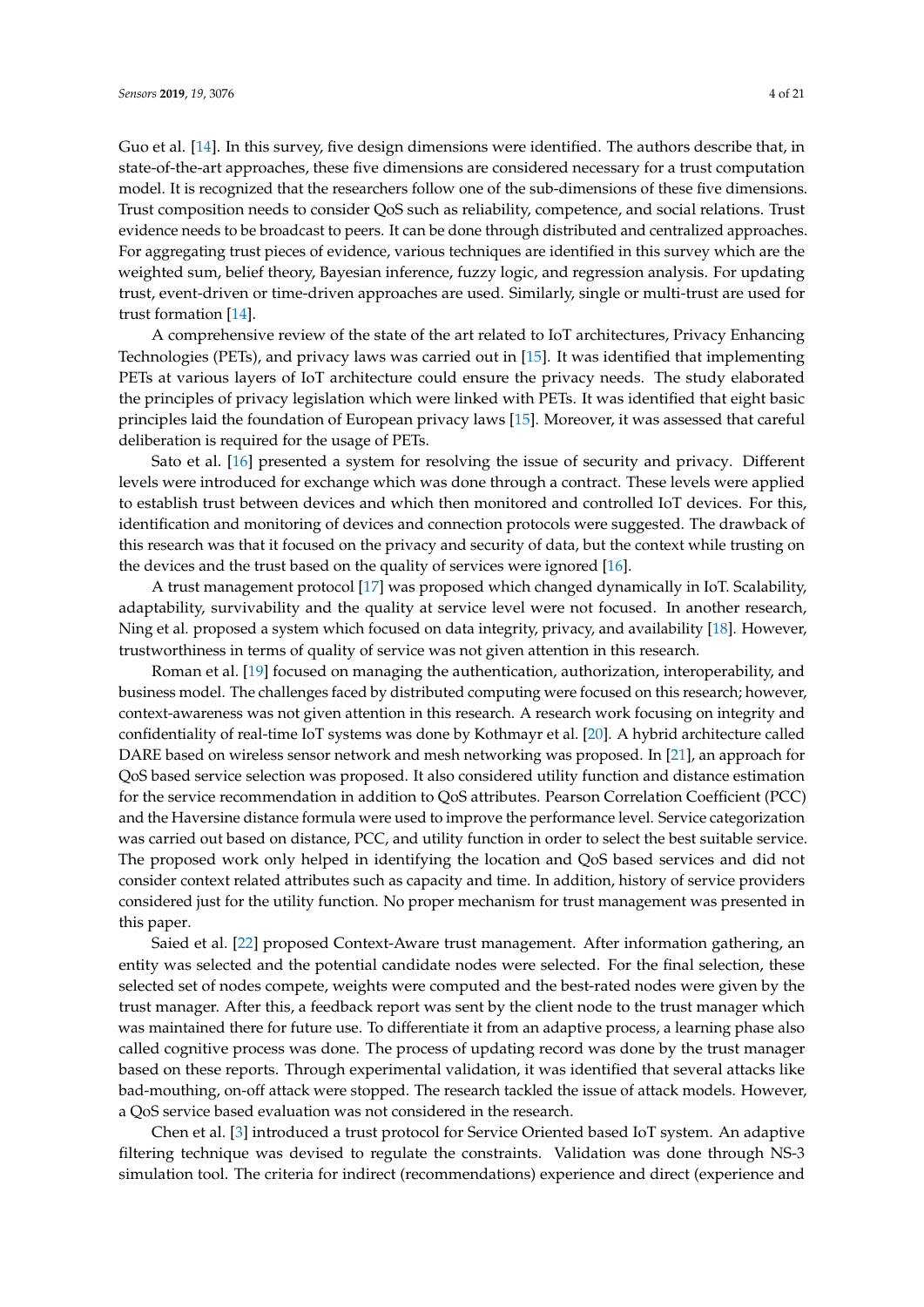Guo et al. [14]. In this survey, five design dimensions were identified. The authors describe that, in state-of-the-art approaches, these five dimensions are considered necessary for a trust computation model. It is recognized that the researchers follow one of the sub-dimensions of these five dimensions. Trust composition needs to consider QoS such as reliability, competence, and social relations. Trust evidence needs to be broadcast to peers. It can be done through distributed and centralized approaches. For aggregating trust pieces of evidence, various techniques are identified in this survey which are the weighted sum, belief theory, Bayesian inference, fuzzy logic, and regression analysis. For updating trust, event-driven or time-driven approaches are used. Similarly, single or multi-trust are used for trust formation [14].

A comprehensive review of the state of the art related to IoT architectures, Privacy Enhancing Technologies (PETs), and privacy laws was carried out in [15]. It was identified that implementing PETs at various layers of IoT architecture could ensure the privacy needs. The study elaborated the principles of privacy legislation which were linked with PETs. It was identified that eight basic principles laid the foundation of European privacy laws [15]. Moreover, it was assessed that careful deliberation is required for the usage of PETs.

Sato et al. [16] presented a system for resolving the issue of security and privacy. Different levels were introduced for exchange which was done through a contract. These levels were applied to establish trust between devices and which then monitored and controlled IoT devices. For this, identification and monitoring of devices and connection protocols were suggested. The drawback of this research was that it focused on the privacy and security of data, but the context while trusting on the devices and the trust based on the quality of services were ignored [16].

A trust management protocol [17] was proposed which changed dynamically in IoT. Scalability, adaptability, survivability and the quality at service level were not focused. In another research, Ning et al. proposed a system which focused on data integrity, privacy, and availability [18]. However, trustworthiness in terms of quality of service was not given attention in this research.

Roman et al. [19] focused on managing the authentication, authorization, interoperability, and business model. The challenges faced by distributed computing were focused on this research; however, context-awareness was not given attention in this research. A research work focusing on integrity and confidentiality of real-time IoT systems was done by Kothmayr et al. [20]. A hybrid architecture called DARE based on wireless sensor network and mesh networking was proposed. In [21], an approach for QoS based service selection was proposed. It also considered utility function and distance estimation for the service recommendation in addition to QoS attributes. Pearson Correlation Coefficient (PCC) and the Haversine distance formula were used to improve the performance level. Service categorization was carried out based on distance, PCC, and utility function in order to select the best suitable service. The proposed work only helped in identifying the location and QoS based services and did not consider context related attributes such as capacity and time. In addition, history of service providers considered just for the utility function. No proper mechanism for trust management was presented in this paper.

Saied et al. [22] proposed Context-Aware trust management. After information gathering, an entity was selected and the potential candidate nodes were selected. For the final selection, these selected set of nodes compete, weights were computed and the best-rated nodes were given by the trust manager. After this, a feedback report was sent by the client node to the trust manager which was maintained there for future use. To differentiate it from an adaptive process, a learning phase also called cognitive process was done. The process of updating record was done by the trust manager based on these reports. Through experimental validation, it was identified that several attacks like bad-mouthing, on-off attack were stopped. The research tackled the issue of attack models. However, a QoS service based evaluation was not considered in the research.

Chen et al. [3] introduced a trust protocol for Service Oriented based IoT system. An adaptive filtering technique was devised to regulate the constraints. Validation was done through NS-3 simulation tool. The criteria for indirect (recommendations) experience and direct (experience and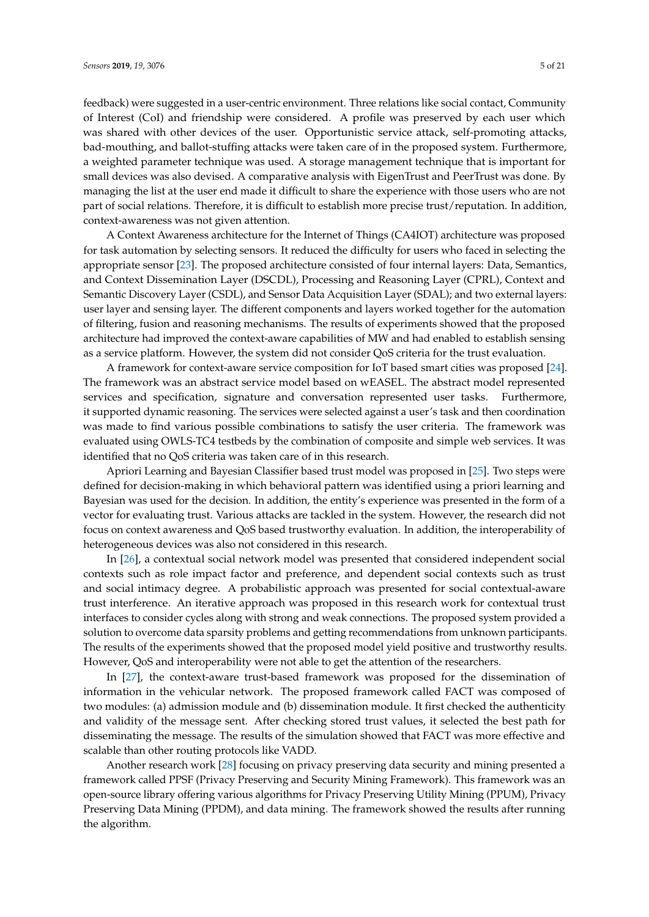feedback) were suggested in a user-centric environment. Three relations like social contact, Community of Interest (CoI) and friendship were considered. A profile was preserved by each user which was shared with other devices of the user. Opportunistic service attack, self-promoting attacks, bad-mouthing, and ballot-stuffing attacks were taken care of in the proposed system. Furthermore, a weighted parameter technique was used. A storage management technique that is important for small devices was also devised. A comparative analysis with EigenTrust and PeerTrust was done. By managing the list at the user end made it difficult to share the experience with those users who are not part of social relations. Therefore, it is difficult to establish more precise trust/reputation. In addition, context-awareness was not given attention.

A Context Awareness architecture for the Internet of Things (CA4IOT) architecture was proposed for task automation by selecting sensors. It reduced the difficulty for users who faced in selecting the appropriate sensor [23]. The proposed architecture consisted of four internal layers: Data, Semantics, and Context Dissemination Layer (DSCDL), Processing and Reasoning Layer (CPRL), Context and Semantic Discovery Layer (CSDL), and Sensor Data Acquisition Layer (SDAL); and two external layers: user layer and sensing layer. The different components and layers worked together for the automation of filtering, fusion and reasoning mechanisms. The results of experiments showed that the proposed architecture had improved the context-aware capabilities of MW and had enabled to establish sensing as a service platform. However, the system did not consider QoS criteria for the trust evaluation.

A framework for context-aware service composition for IoT based smart cities was proposed [24]. The framework was an abstract service model based on wEASEL. The abstract model represented services and specification, signature and conversation represented user tasks. Furthermore, it supported dynamic reasoning. The services were selected against a user's task and then coordination was made to find various possible combinations to satisfy the user criteria. The framework was evaluated using OWLS-TC4 testbeds by the combination of composite and simple web services. It was identified that no QoS criteria was taken care of in this research.

Apriori Learning and Bayesian Classifier based trust model was proposed in [25]. Two steps were defined for decision-making in which behavioral pattern was identified using a priori learning and Bayesian was used for the decision. In addition, the entity's experience was presented in the form of a vector for evaluating trust. Various attacks are tackled in the system. However, the research did not focus on context awareness and QoS based trustworthy evaluation. In addition, the interoperability of heterogeneous devices was also not considered in this research.

In [26], a contextual social network model was presented that considered independent social contexts such as role impact factor and preference, and dependent social contexts such as trust and social intimacy degree. A probabilistic approach was presented for social contextual-aware trust interference. An iterative approach was proposed in this research work for contextual trust interfaces to consider cycles along with strong and weak connections. The proposed system provided a solution to overcome data sparsity problems and getting recommendations from unknown participants. The results of the experiments showed that the proposed model yield positive and trustworthy results. However, QoS and interoperability were not able to get the attention of the researchers.

In [27], the context-aware trust-based framework was proposed for the dissemination of information in the vehicular network. The proposed framework called FACT was composed of two modules: (a) admission module and (b) dissemination module. It first checked the authenticity and validity of the message sent. After checking stored trust values, it selected the best path for disseminating the message. The results of the simulation showed that FACT was more effective and scalable than other routing protocols like VADD.

Another research work [28] focusing on privacy preserving data security and mining presented a framework called PPSF (Privacy Preserving and Security Mining Framework). This framework was an open-source library offering various algorithms for Privacy Preserving Utility Mining (PPUM), Privacy Preserving Data Mining (PPDM), and data mining. The framework showed the results after running the algorithm.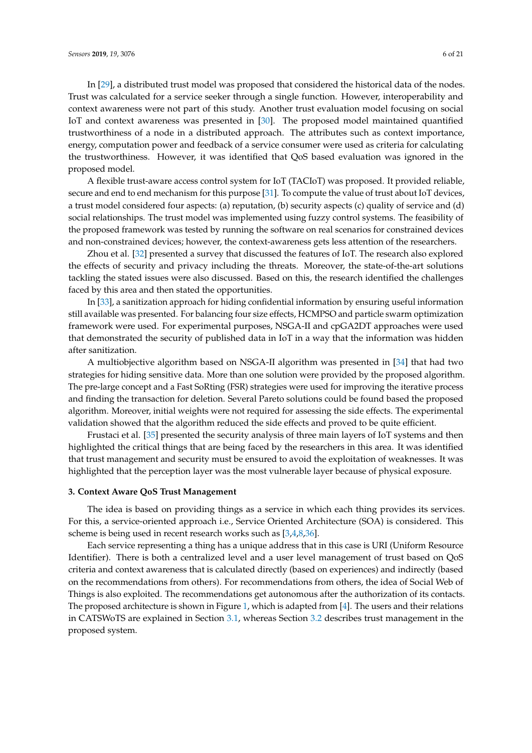In [29], a distributed trust model was proposed that considered the historical data of the nodes. Trust was calculated for a service seeker through a single function. However, interoperability and context awareness were not part of this study. Another trust evaluation model focusing on social IoT and context awareness was presented in [30]. The proposed model maintained quantified trustworthiness of a node in a distributed approach. The attributes such as context importance, energy, computation power and feedback of a service consumer were used as criteria for calculating the trustworthiness. However, it was identified that QoS based evaluation was ignored in the proposed model.

A flexible trust-aware access control system for IoT (TACIoT) was proposed. It provided reliable, secure and end to end mechanism for this purpose [31]. To compute the value of trust about IoT devices, a trust model considered four aspects: (a) reputation, (b) security aspects (c) quality of service and (d) social relationships. The trust model was implemented using fuzzy control systems. The feasibility of the proposed framework was tested by running the software on real scenarios for constrained devices and non-constrained devices; however, the context-awareness gets less attention of the researchers.

Zhou et al. [32] presented a survey that discussed the features of IoT. The research also explored the effects of security and privacy including the threats. Moreover, the state-of-the-art solutions tackling the stated issues were also discussed. Based on this, the research identified the challenges faced by this area and then stated the opportunities.

In [33], a sanitization approach for hiding confidential information by ensuring useful information still available was presented. For balancing four size effects, HCMPSO and particle swarm optimization framework were used. For experimental purposes, NSGA-II and cpGA2DT approaches were used that demonstrated the security of published data in IoT in a way that the information was hidden after sanitization.

A multiobjective algorithm based on NSGA-II algorithm was presented in [34] that had two strategies for hiding sensitive data. More than one solution were provided by the proposed algorithm. The pre-large concept and a Fast SoRting (FSR) strategies were used for improving the iterative process and finding the transaction for deletion. Several Pareto solutions could be found based the proposed algorithm. Moreover, initial weights were not required for assessing the side effects. The experimental validation showed that the algorithm reduced the side effects and proved to be quite efficient.

Frustaci et al. [35] presented the security analysis of three main layers of IoT systems and then highlighted the critical things that are being faced by the researchers in this area. It was identified that trust management and security must be ensured to avoid the exploitation of weaknesses. It was highlighted that the perception layer was the most vulnerable layer because of physical exposure.

## 3. Context Aware QoS Trust Management

The idea is based on providing things as a service in which each thing provides its services. For this, a service-oriented approach i.e., Service Oriented Architecture (SOA) is considered. This scheme is being used in recent research works such as [3,4,8,36].

Each service representing a thing has a unique address that in this case is URI (Uniform Resource Identifier). There is both a centralized level and a user level management of trust based on QoS criteria and context awareness that is calculated directly (based on experiences) and indirectly (based on the recommendations from others). For recommendations from others, the idea of Social Web of Things is also exploited. The recommendations get autonomous after the authorization of its contacts. The proposed architecture is shown in Figure 1, which is adapted from [4]. The users and their relations in CATSWoTS are explained in Section 3.1, whereas Section 3.2 describes trust management in the proposed system.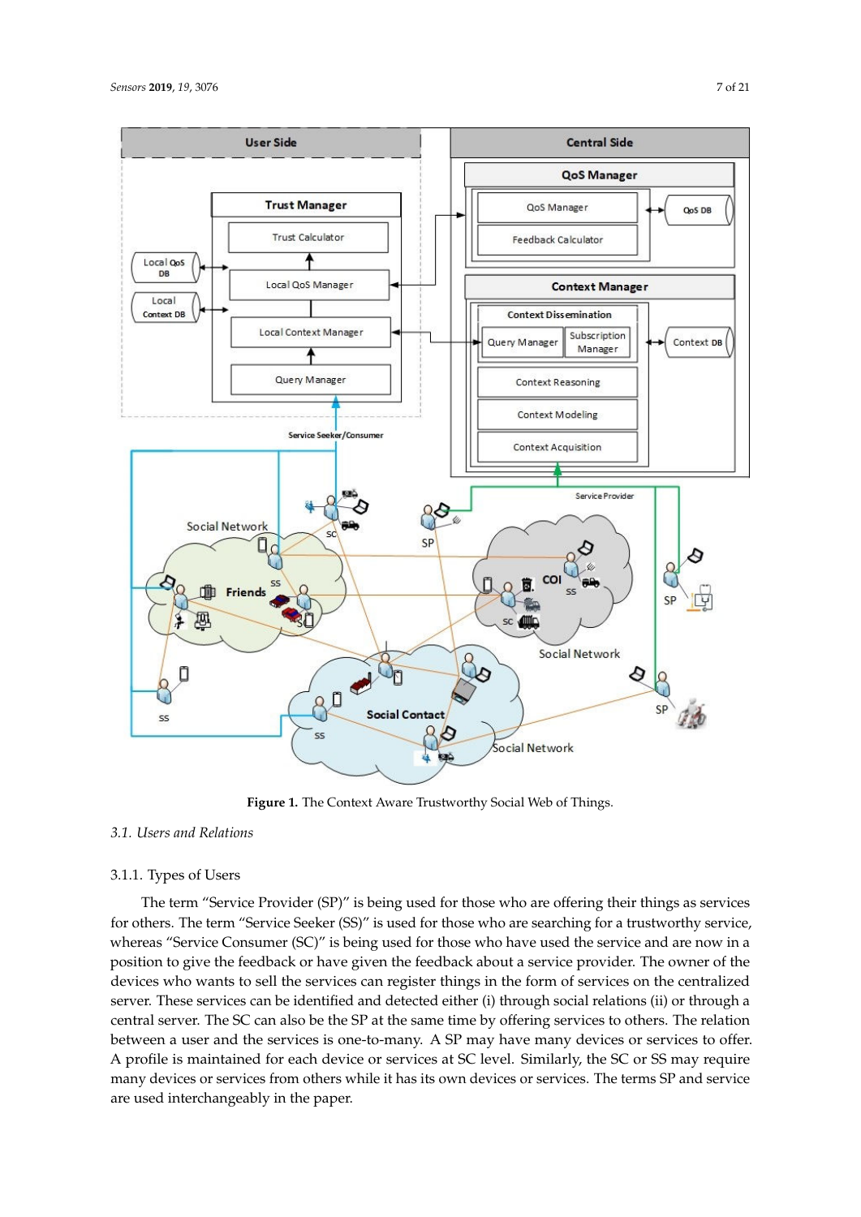Figure 1. The Context Aware Trustworthy Social Web of Things.

### 3.1. Users and Relations

#### 3.1.1. Types of Users

The term "Service Provider (SP)" is being used for those who are offering their things as services for others. The term "Service Seeker (SS)" is used for those who are searching for a trustworthy service, whereas "Service Consumer (SC)" is being used for those who have used the service and are now in a position to give the feedback or have given the feedback about a service provider. The owner of the devices who wants to sell the services can register things in the form of services on the centralized server. These services can be identified and detected either (i) through social relations (ii) or through a central server. The SC can also be the SP at the same time by offering services to others. The relation between a user and the services is one-to-many. A SP may have many devices or services to offer. A profile is maintained for each device or services at SC level. Similarly, the SC or SS may require many devices or services from others while it has its own devices or services. The terms SP and service are used interchangeably in the paper.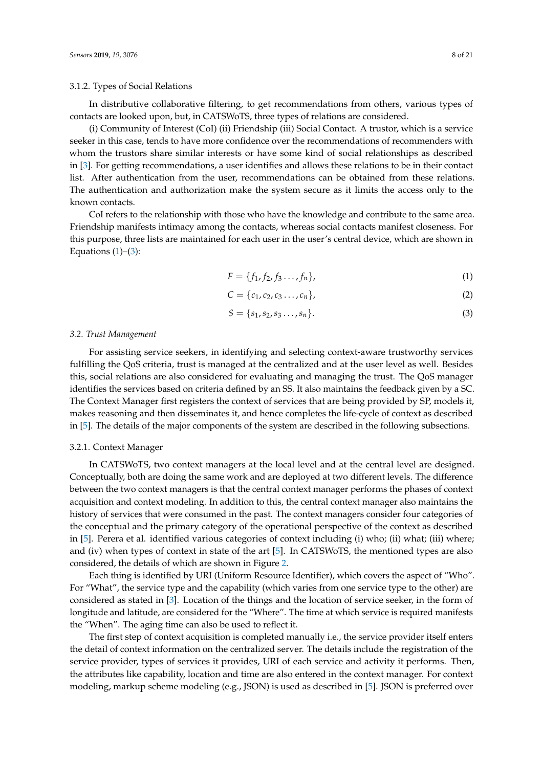#### 3.1.2. Types of Social Relations

In distributive collaborative filtering, to get recommendations from others, various types of contacts are looked upon, but, in CATSWoTS, three types of relations are considered.

(i) Community of Interest (CoI) (ii) Friendship (iii) Social Contact. A trustor, which is a service seeker in this case, tends to have more confidence over the recommendations of recommenders with whom the trustors share similar interests or have some kind of social relationships as described in [3]. For getting recommendations, a user identifies and allows these relations to be in their contact list. After authentication from the user, recommendations can be obtained from these relations. The authentication and authorization make the system secure as it limits the access only to the known contacts.

CoI refers to the relationship with those who have the knowledge and contribute to the same area. Friendship manifests intimacy among the contacts, whereas social contacts manifest closeness. For this purpose, three lists are maintained for each user in the user's central device, which are shown in Equations (1)–(3):

$$F = \{f_1, f_2, f_3 \ldots, f_n\}, \tag{1}$$

$$C = \{c_1, c_2, c_3 \ldots, c_n\}, \tag{2}$$

$$S = \{s_1, s_2, s_3 \ldots, s_n\}. \tag{3}$$

### *3.2. Trust Management*

For assisting service seekers, in identifying and selecting context-aware trustworthy services fulfilling the QoS criteria, trust is managed at the centralized and at the user level as well. Besides this, social relations are also considered for evaluating and managing the trust. The QoS manager identifies the services based on criteria defined by an SS. It also maintains the feedback given by a SC. The Context Manager first registers the context of services that are being provided by SP, models it, makes reasoning and then disseminates it, and hence completes the life-cycle of context as described in [5]. The details of the major components of the system are described in the following subsections.

#### 3.2.1. Context Manager

In CATSWoTS, two context managers at the local level and at the central level are designed. Conceptually, both are doing the same work and are deployed at two different levels. The difference between the two context managers is that the central context manager performs the phases of context acquisition and context modeling. In addition to this, the central context manager also maintains the history of services that were consumed in the past. The context managers consider four categories of the conceptual and the primary category of the operational perspective of the context as described in [5]. Perera et al. identified various categories of context including (i) who; (ii) what; (iii) where; and (iv) when types of context in state of the art [5]. In CATSWoTS, the mentioned types are also considered, the details of which are shown in Figure 2.

Each thing is identified by URI (Uniform Resource Identifier), which covers the aspect of "Who". For "What", the service type and the capability (which varies from one service type to the other) are considered as stated in [3]. Location of the things and the location of service seeker, in the form of longitude and latitude, are considered for the "Where". The time at which service is required manifests the "When". The aging time can also be used to reflect it.

The first step of context acquisition is completed manually i.e., the service provider itself enters the detail of context information on the centralized server. The details include the registration of the service provider, types of services it provides, URI of each service and activity it performs. Then, the attributes like capability, location and time are also entered in the context manager. For context modeling, markup scheme modeling (e.g., JSON) is used as described in [5]. JSON is preferred over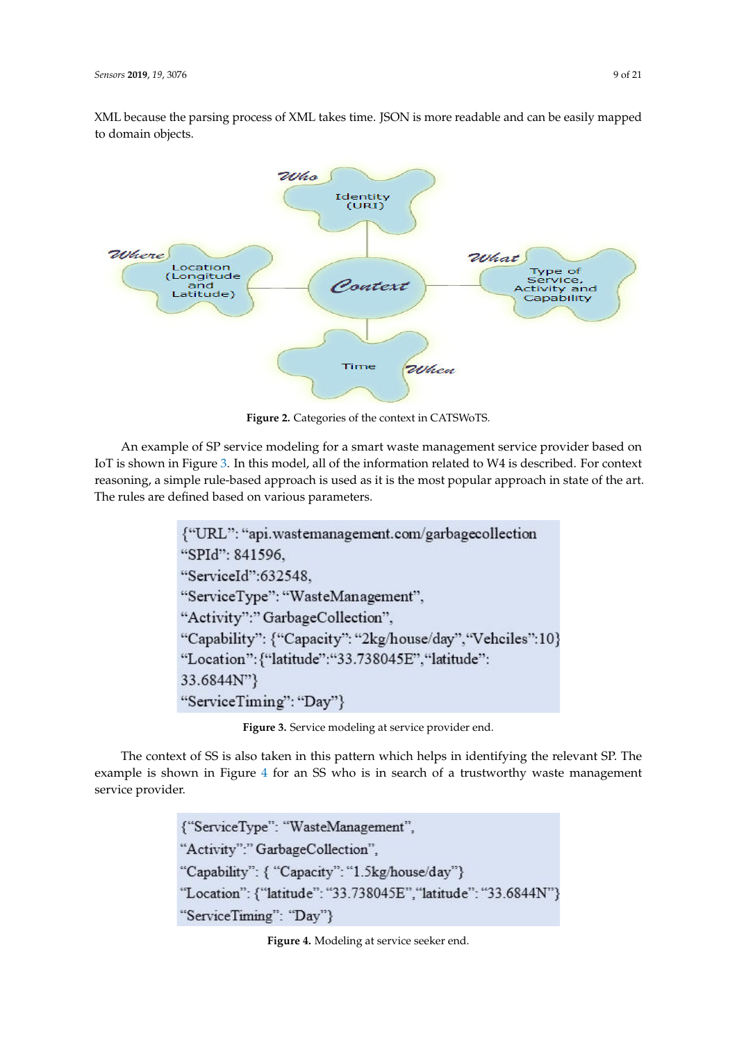XML because the parsing process of XML takes time. JSON is more readable and can be easily mapped to domain objects.

**Figure 2.** Categories of the context in CATSWoTS.

An example of SP service modeling for a smart waste management service provider based on IoT is shown in Figure 3. In this model, all of the information related to W4 is described. For context reasoning, a simple rule-based approach is used as it is the most popular approach in state of the art. The rules are defined based on various parameters.

```
{"URL": "api.wastemanagement.com/garbagecollection
"SPId": 841596,
"ServiceId":632548,
"ServiceType": "WasteManagement",
"Activity":" GarbageCollection",
"Capability": {"Capacity": "2kg/house/day","Vehciles":10}
"Location":{"latitude":"33.738045E","latitude":
33.6844N"}
"ServiceTiming": "Day"}
```

**Figure 3.** Service modeling at service provider end.

The context of SS is also taken in this pattern which helps in identifying the relevant SP. The example is shown in Figure 4 for an SS who is in search of a trustworthy waste management service provider.

```
{"ServiceType": "WasteManagement",
"Activity":" GarbageCollection",
"Capability": { "Capacity": "1.5kg/house/day"}
"Location": {"latitude": "33.738045E","latitude": "33.6844N"}
"ServiceTiming": "Day"}
```

**Figure 4.** Modeling at service seeker end.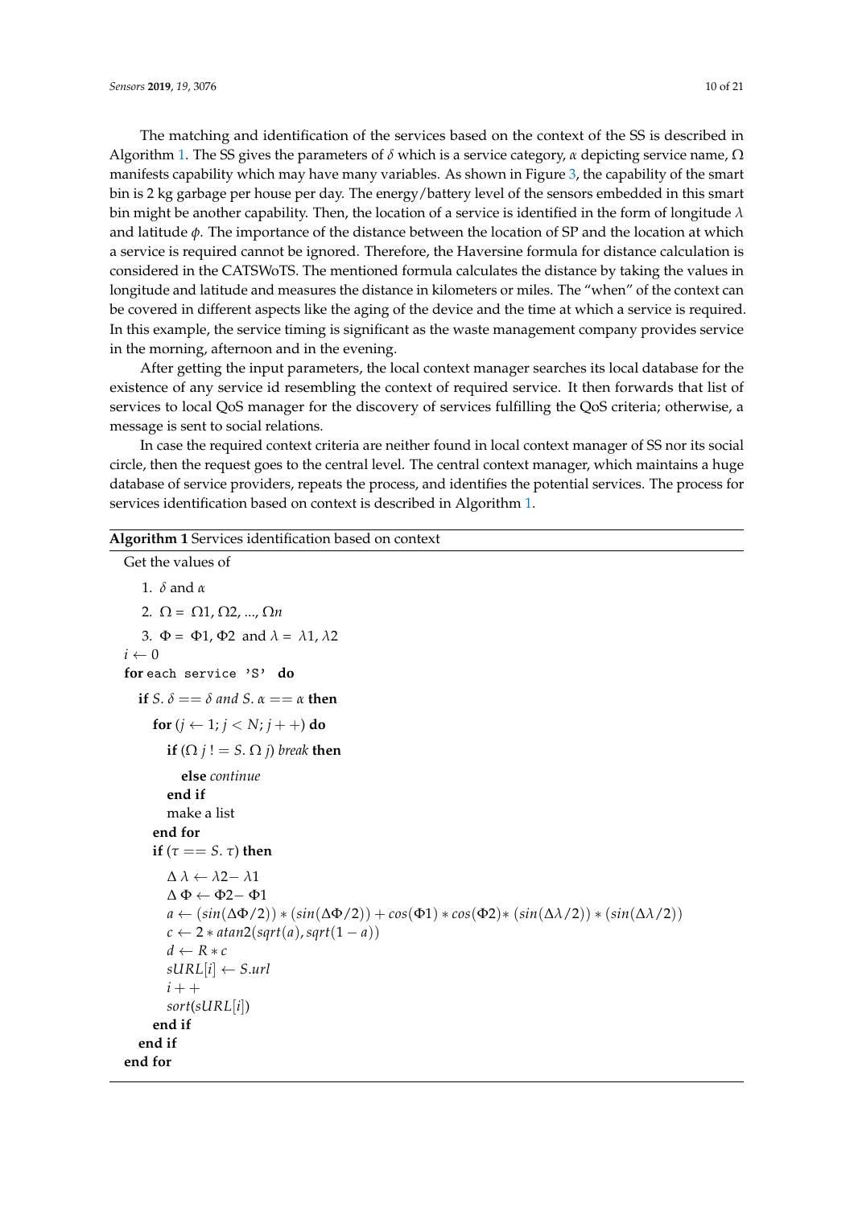The matching and identification of the services based on the context of the SS is described in Algorithm 1. The SS gives the parameters of $\delta$ which is a service category, $\alpha$ depicting service name, $\Omega$ manifests capability which may have many variables. As shown in Figure 3, the capability of the smart bin is 2 kg garbage per house per day. The energy/battery level of the sensors embedded in this smart bin might be another capability. Then, the location of a service is identified in the form of longitude $\lambda$ and latitude $\phi$. The importance of the distance between the location of SP and the location at which a service is required cannot be ignored. Therefore, the Haversine formula for distance calculation is considered in the CATSWoTS. The mentioned formula calculates the distance by taking the values in longitude and latitude and measures the distance in kilometers or miles. The "when" of the context can be covered in different aspects like the aging of the device and the time at which a service is required. In this example, the service timing is significant as the waste management company provides service in the morning, afternoon and in the evening.

After getting the input parameters, the local context manager searches its local database for the existence of any service id resembling the context of required service. It then forwards that list of services to local QoS manager for the discovery of services fulfilling the QoS criteria; otherwise, a message is sent to social relations.

In case the required context criteria are neither found in local context manager of SS nor its social circle, then the request goes to the central level. The central context manager, which maintains a huge database of service providers, repeats the process, and identifies the potential services. The process for services identification based on context is described in Algorithm 1.

**Algorithm 1** Services identification based on context

```
Get the values of
    1. δ and α
    2. Ω = Ω1, Ω2, ..., Ωn
    3. Φ = Φ1, Φ2 and λ = λ1, λ2
i ← 0
for each service 'S' do
  if S.δ == δ and S.α == α then
    for (j ← 1; j < N; j++) do
      if (Ω j != S.Ω j) break then
        else continue
      end if
      make a list
    end for
    if (τ == S.τ) then
      Δλ ← λ2 − λ1
      ΔΦ ← Φ2 − Φ1
      a ← (sin(ΔΦ/2)) * (sin(ΔΦ/2)) + cos(Φ1) * cos(Φ2) * (sin(Δλ/2)) * (sin(Δλ/2))
      c ← 2 * atan2(sqrt(a), sqrt(1 − a))
      d ← R * c
      sURL[i] ← S.url
      i++
      sort(sURL[i])
    end if
  end if
end for
```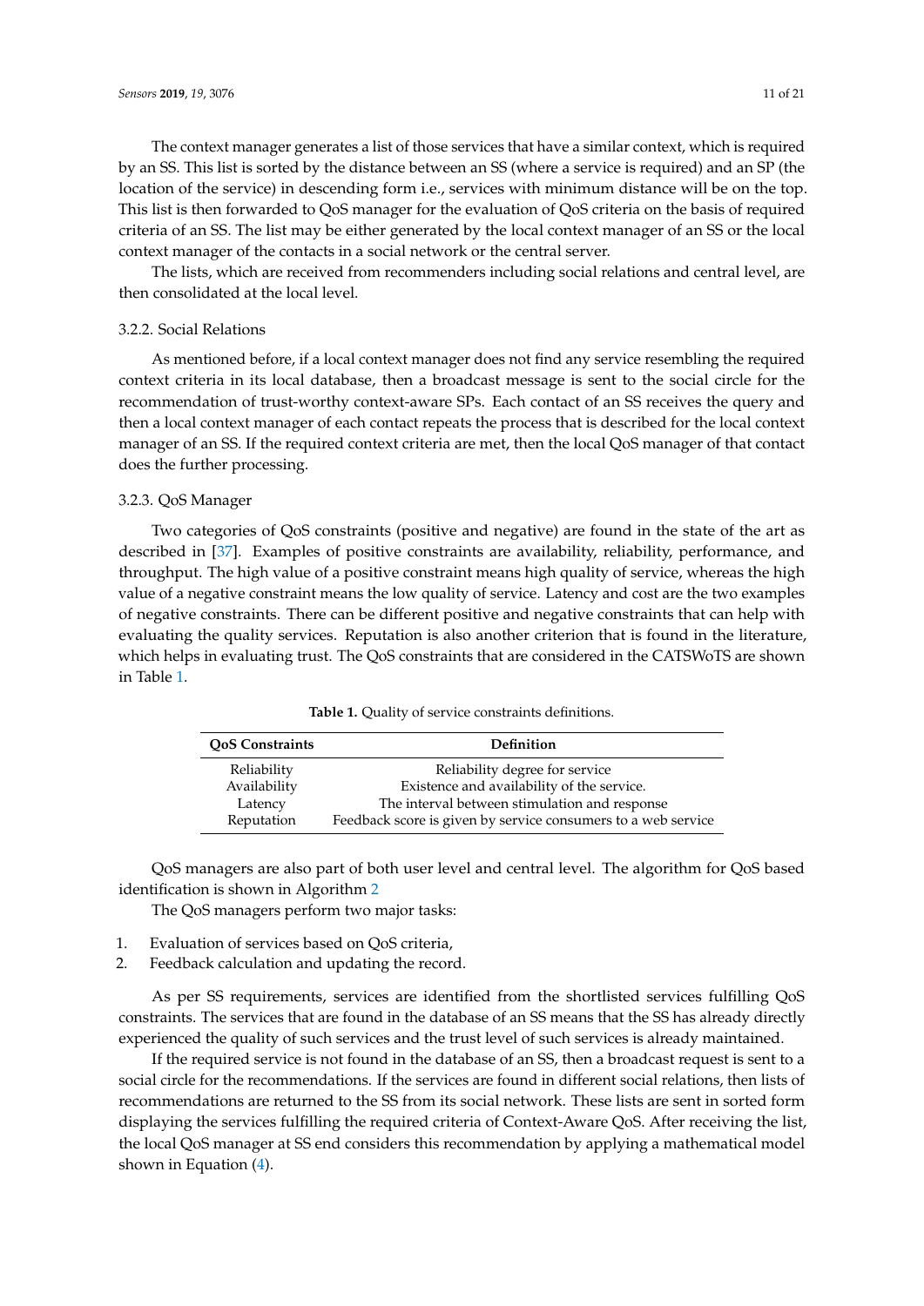The context manager generates a list of those services that have a similar context, which is required by an SS. This list is sorted by the distance between an SS (where a service is required) and an SP (the location of the service) in descending form i.e., services with minimum distance will be on the top. This list is then forwarded to QoS manager for the evaluation of QoS criteria on the basis of required criteria of an SS. The list may be either generated by the local context manager of an SS or the local context manager of the contacts in a social network or the central server.

The lists, which are received from recommenders including social relations and central level, are then consolidated at the local level.

#### 3.2.2. Social Relations

As mentioned before, if a local context manager does not find any service resembling the required context criteria in its local database, then a broadcast message is sent to the social circle for the recommendation of trust-worthy context-aware SPs. Each contact of an SS receives the query and then a local context manager of each contact repeats the process that is described for the local context manager of an SS. If the required context criteria are met, then the local QoS manager of that contact does the further processing.

#### 3.2.3. QoS Manager

Two categories of QoS constraints (positive and negative) are found in the state of the art as described in [37]. Examples of positive constraints are availability, reliability, performance, and throughput. The high value of a positive constraint means high quality of service, whereas the high value of a negative constraint means the low quality of service. Latency and cost are the two examples of negative constraints. There can be different positive and negative constraints that can help with evaluating the quality services. Reputation is also another criterion that is found in the literature, which helps in evaluating trust. The QoS constraints that are considered in the CATSWoTS are shown in Table 1.

**Table 1.** Quality of service constraints definitions.

| QoS Constraints | Definition |
|---|---|
| Reliability | Reliability degree for service |
| Availability | Existence and availability of the service. |
| Latency | The interval between stimulation and response |
| Reputation | Feedback score is given by service consumers to a web service |

QoS managers are also part of both user level and central level. The algorithm for QoS based identification is shown in Algorithm 2

The QoS managers perform two major tasks:

1. Evaluation of services based on QoS criteria,
2. Feedback calculation and updating the record.

As per SS requirements, services are identified from the shortlisted services fulfilling QoS constraints. The services that are found in the database of an SS means that the SS has already directly experienced the quality of such services and the trust level of such services is already maintained.

If the required service is not found in the database of an SS, then a broadcast request is sent to a social circle for the recommendations. If the services are found in different social relations, then lists of recommendations are returned to the SS from its social network. These lists are sent in sorted form displaying the services fulfilling the required criteria of Context-Aware QoS. After receiving the list, the local QoS manager at SS end considers this recommendation by applying a mathematical model shown in Equation (4).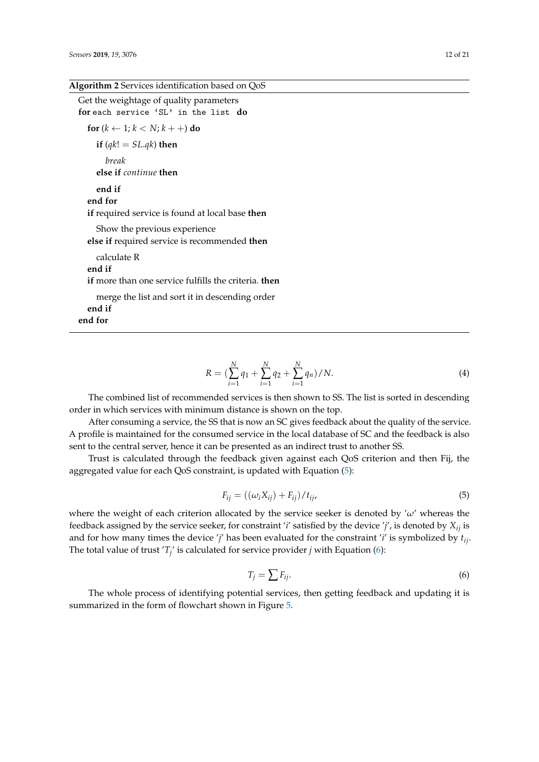**Algorithm 2** Services identification based on QoS

```
Get the weightage of quality parameters
for each service 'SL' in the list do
    for (k ← 1; k < N; k++) do
        if (qk! = SL.qk) then
            break
        else if continue then

        end if
    end for
    if required service is found at local base then
        Show the previous experience
    else if required service is recommended then
        calculate R
    end if
    if more than one service fulfills the criteria. then
        merge the list and sort it in descending order
    end if
end for
```

$$
R = \left(\sum_{i=1}^{N} q_1 + \sum_{i=1}^{N} q_2 + \sum_{i=1}^{N} q_n\right)/N. \tag{4}
$$

The combined list of recommended services is then shown to SS. The list is sorted in descending order in which services with minimum distance is shown on the top.

After consuming a service, the SS that is now an SC gives feedback about the quality of the service. A profile is maintained for the consumed service in the local database of SC and the feedback is also sent to the central server, hence it can be presented as an indirect trust to another SS.

Trust is calculated through the feedback given against each QoS criterion and then Fij, the aggregated value for each QoS constraint, is updated with Equation (5):

$$
F_{ij} = ((\omega_i X_{ij}) + F_{ij})/t_{ij}, \tag{5}
$$

where the weight of each criterion allocated by the service seeker is denoted by '$\omega$' whereas the feedback assigned by the service seeker, for constraint '$i$' satisfied by the device '$j$', is denoted by $X_{ij}$ is and for how many times the device '$j$' has been evaluated for the constraint '$i$' is symbolized by $t_{ij}$. The total value of trust '$T_j$' is calculated for service provider $j$ with Equation (6):

$$
T_j = \sum F_{ij}. \tag{6}
$$

The whole process of identifying potential services, then getting feedback and updating it is summarized in the form of flowchart shown in Figure 5.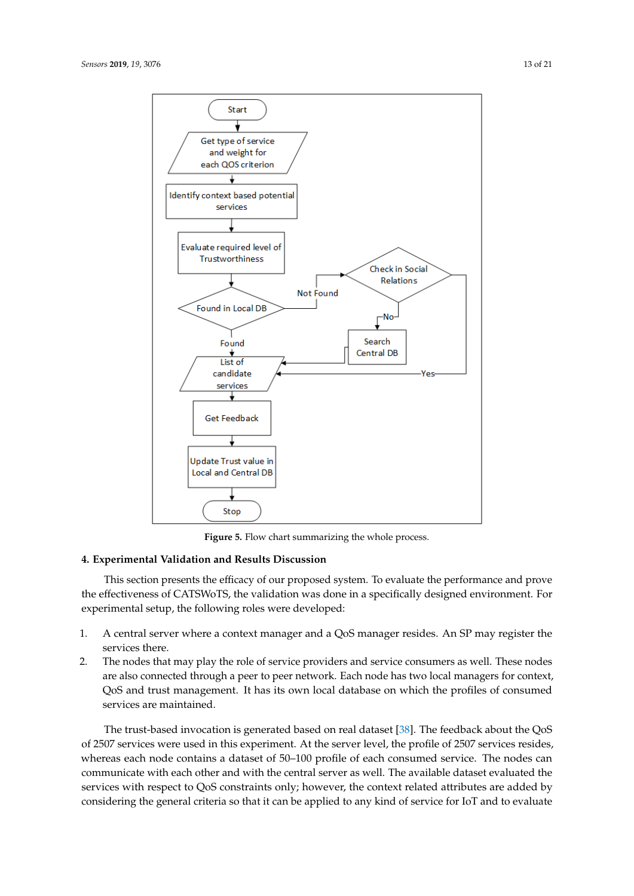Figure 5. Flow chart summarizing the whole process.

## 4. Experimental Validation and Results Discussion

This section presents the efficacy of our proposed system. To evaluate the performance and prove the effectiveness of CATSWoTS, the validation was done in a specifically designed environment. For experimental setup, the following roles were developed:

1. A central server where a context manager and a QoS manager resides. An SP may register the services there.
2. The nodes that may play the role of service providers and service consumers as well. These nodes are also connected through a peer to peer network. Each node has two local managers for context, QoS and trust management. It has its own local database on which the profiles of consumed services are maintained.

The trust-based invocation is generated based on real dataset [38]. The feedback about the QoS of 2507 services were used in this experiment. At the server level, the profile of 2507 services resides, whereas each node contains a dataset of 50–100 profile of each consumed service. The nodes can communicate with each other and with the central server as well. The available dataset evaluated the services with respect to QoS constraints only; however, the context related attributes are added by considering the general criteria so that it can be applied to any kind of service for IoT and to evaluate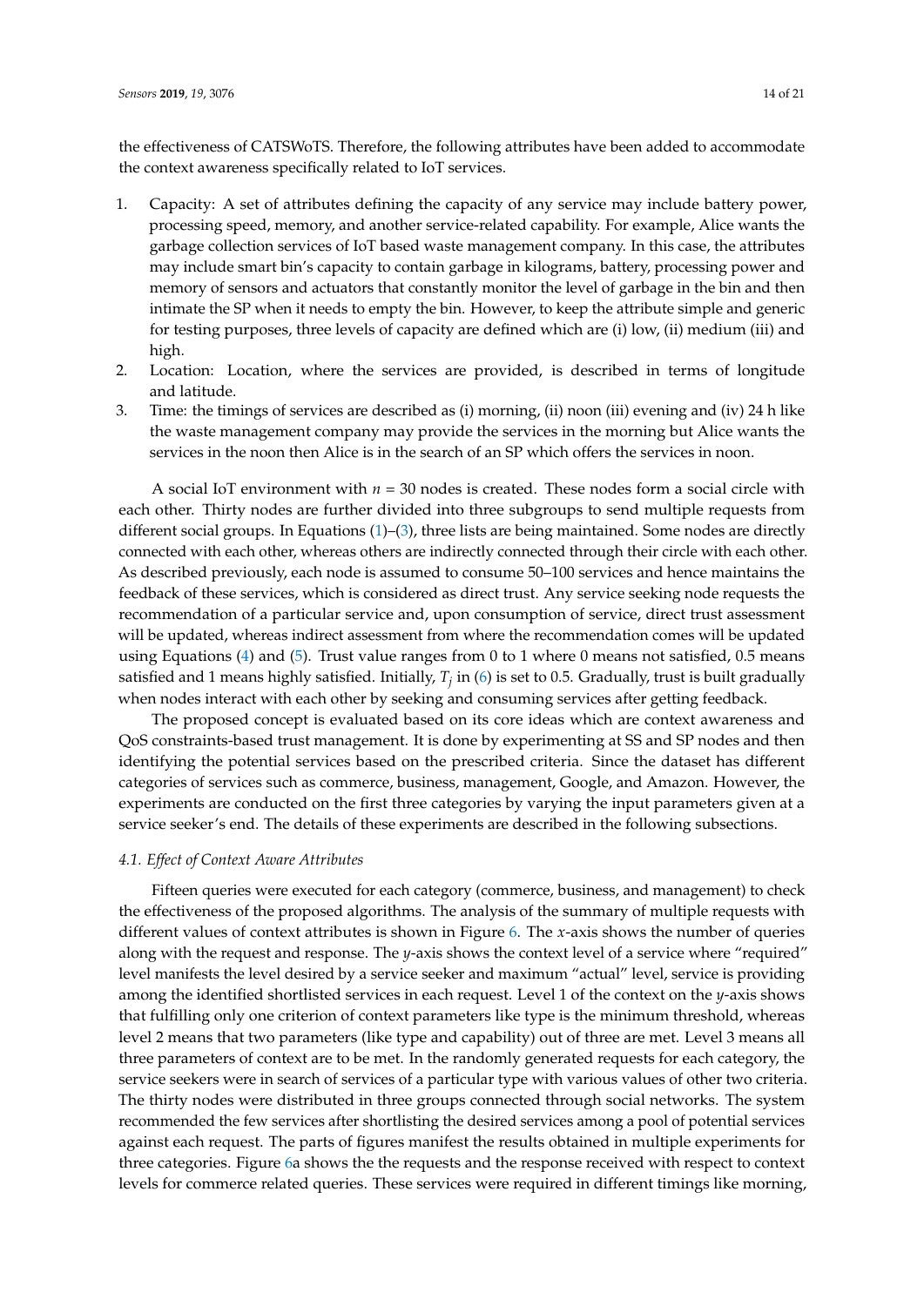the effectiveness of CATSWoTS. Therefore, the following attributes have been added to accommodate the context awareness specifically related to IoT services.

1. Capacity: A set of attributes defining the capacity of any service may include battery power, processing speed, memory, and another service-related capability. For example, Alice wants the garbage collection services of IoT based waste management company. In this case, the attributes may include smart bin's capacity to contain garbage in kilograms, battery, processing power and memory of sensors and actuators that constantly monitor the level of garbage in the bin and then intimate the SP when it needs to empty the bin. However, to keep the attribute simple and generic for testing purposes, three levels of capacity are defined which are (i) low, (ii) medium (iii) and high.
2. Location: Location, where the services are provided, is described in terms of longitude and latitude.
3. Time: the timings of services are described as (i) morning, (ii) noon (iii) evening and (iv) 24 h like the waste management company may provide the services in the morning but Alice wants the services in the noon then Alice is in the search of an SP which offers the services in noon.

A social IoT environment with $n = 30$ nodes is created. These nodes form a social circle with each other. Thirty nodes are further divided into three subgroups to send multiple requests from different social groups. In Equations (1)–(3), three lists are being maintained. Some nodes are directly connected with each other, whereas others are indirectly connected through their circle with each other. As described previously, each node is assumed to consume 50–100 services and hence maintains the feedback of these services, which is considered as direct trust. Any service seeking node requests the recommendation of a particular service and, upon consumption of service, direct trust assessment will be updated, whereas indirect assessment from where the recommendation comes will be updated using Equations (4) and (5). Trust value ranges from 0 to 1 where 0 means not satisfied, 0.5 means satisfied and 1 means highly satisfied. Initially, $T_j$ in (6) is set to 0.5. Gradually, trust is built gradually when nodes interact with each other by seeking and consuming services after getting feedback.

The proposed concept is evaluated based on its core ideas which are context awareness and QoS constraints-based trust management. It is done by experimenting at SS and SP nodes and then identifying the potential services based on the prescribed criteria. Since the dataset has different categories of services such as commerce, business, management, Google, and Amazon. However, the experiments are conducted on the first three categories by varying the input parameters given at a service seeker's end. The details of these experiments are described in the following subsections.

### *4.1. Effect of Context Aware Attributes*

Fifteen queries were executed for each category (commerce, business, and management) to check the effectiveness of the proposed algorithms. The analysis of the summary of multiple requests with different values of context attributes is shown in Figure 6. The $x$-axis shows the number of queries along with the request and response. The $y$-axis shows the context level of a service where "required" level manifests the level desired by a service seeker and maximum "actual" level, service is providing among the identified shortlisted services in each request. Level 1 of the context on the $y$-axis shows that fulfilling only one criterion of context parameters like type is the minimum threshold, whereas level 2 means that two parameters (like type and capability) out of three are met. Level 3 means all three parameters of context are to be met. In the randomly generated requests for each category, the service seekers were in search of services of a particular type with various values of other two criteria. The thirty nodes were distributed in three groups connected through social networks. The system recommended the few services after shortlisting the desired services among a pool of potential services against each request. The parts of figures manifest the results obtained in multiple experiments for three categories. Figure 6a shows the the requests and the response received with respect to context levels for commerce related queries. These services were required in different timings like morning,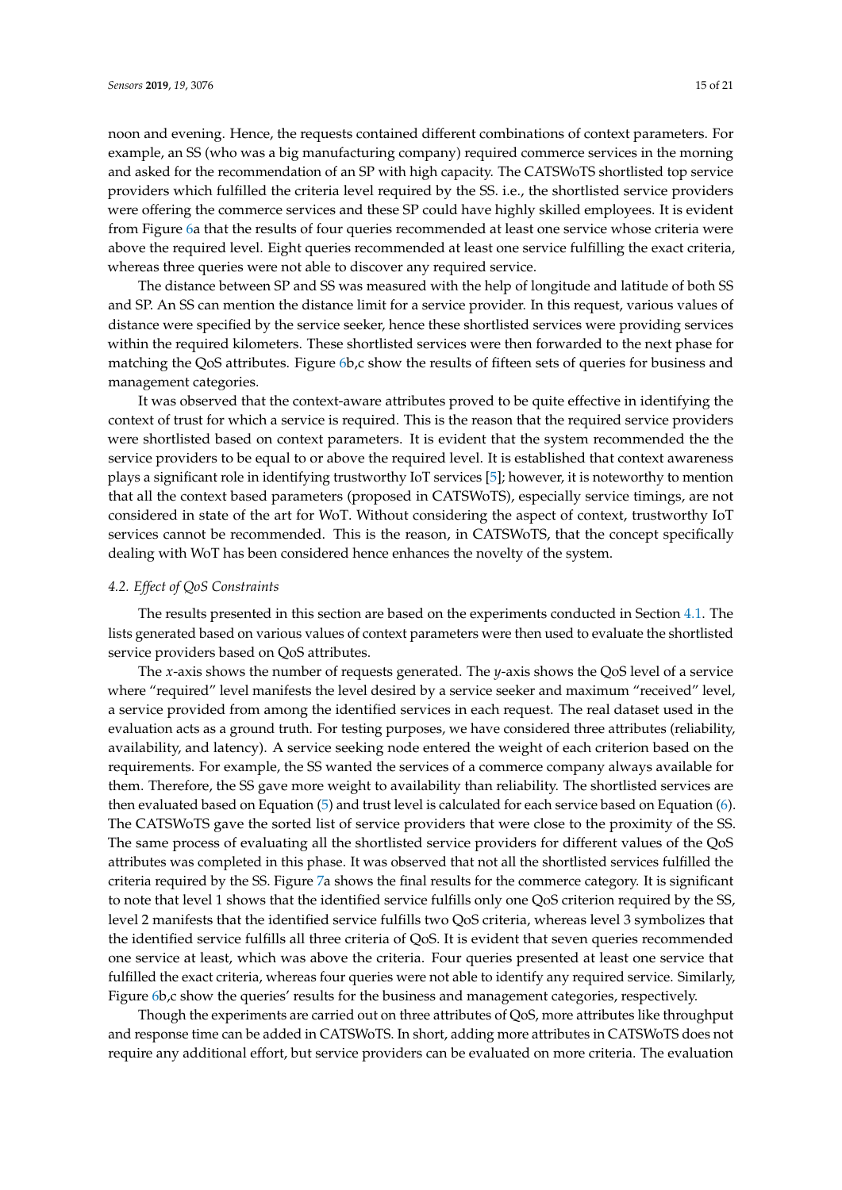noon and evening. Hence, the requests contained different combinations of context parameters. For example, an SS (who was a big manufacturing company) required commerce services in the morning and asked for the recommendation of an SP with high capacity. The CATSWoTS shortlisted top service providers which fulfilled the criteria level required by the SS. i.e., the shortlisted service providers were offering the commerce services and these SP could have highly skilled employees. It is evident from Figure 6a that the results of four queries recommended at least one service whose criteria were above the required level. Eight queries recommended at least one service fulfilling the exact criteria, whereas three queries were not able to discover any required service.

The distance between SP and SS was measured with the help of longitude and latitude of both SS and SP. An SS can mention the distance limit for a service provider. In this request, various values of distance were specified by the service seeker, hence these shortlisted services were providing services within the required kilometers. These shortlisted services were then forwarded to the next phase for matching the QoS attributes. Figure 6b,c show the results of fifteen sets of queries for business and management categories.

It was observed that the context-aware attributes proved to be quite effective in identifying the context of trust for which a service is required. This is the reason that the required service providers were shortlisted based on context parameters. It is evident that the system recommended the the service providers to be equal to or above the required level. It is established that context awareness plays a significant role in identifying trustworthy IoT services [5]; however, it is noteworthy to mention that all the context based parameters (proposed in CATSWoTS), especially service timings, are not considered in state of the art for WoT. Without considering the aspect of context, trustworthy IoT services cannot be recommended. This is the reason, in CATSWoTS, that the concept specifically dealing with WoT has been considered hence enhances the novelty of the system.

### 4.2. Effect of QoS Constraints

The results presented in this section are based on the experiments conducted in Section 4.1. The lists generated based on various values of context parameters were then used to evaluate the shortlisted service providers based on QoS attributes.

The $x$-axis shows the number of requests generated. The $y$-axis shows the QoS level of a service where "required" level manifests the level desired by a service seeker and maximum "received" level, a service provided from among the identified services in each request. The real dataset used in the evaluation acts as a ground truth. For testing purposes, we have considered three attributes (reliability, availability, and latency). A service seeking node entered the weight of each criterion based on the requirements. For example, the SS wanted the services of a commerce company always available for them. Therefore, the SS gave more weight to availability than reliability. The shortlisted services are then evaluated based on Equation (5) and trust level is calculated for each service based on Equation (6). The CATSWoTS gave the sorted list of service providers that were close to the proximity of the SS. The same process of evaluating all the shortlisted service providers for different values of the QoS attributes was completed in this phase. It was observed that not all the shortlisted services fulfilled the criteria required by the SS. Figure 7a shows the final results for the commerce category. It is significant to note that level 1 shows that the identified service fulfills only one QoS criterion required by the SS, level 2 manifests that the identified service fulfills two QoS criteria, whereas level 3 symbolizes that the identified service fulfills all three criteria of QoS. It is evident that seven queries recommended one service at least, which was above the criteria. Four queries presented at least one service that fulfilled the exact criteria, whereas four queries were not able to identify any required service. Similarly, Figure 6b,c show the queries' results for the business and management categories, respectively.

Though the experiments are carried out on three attributes of QoS, more attributes like throughput and response time can be added in CATSWoTS. In short, adding more attributes in CATSWoTS does not require any additional effort, but service providers can be evaluated on more criteria. The evaluation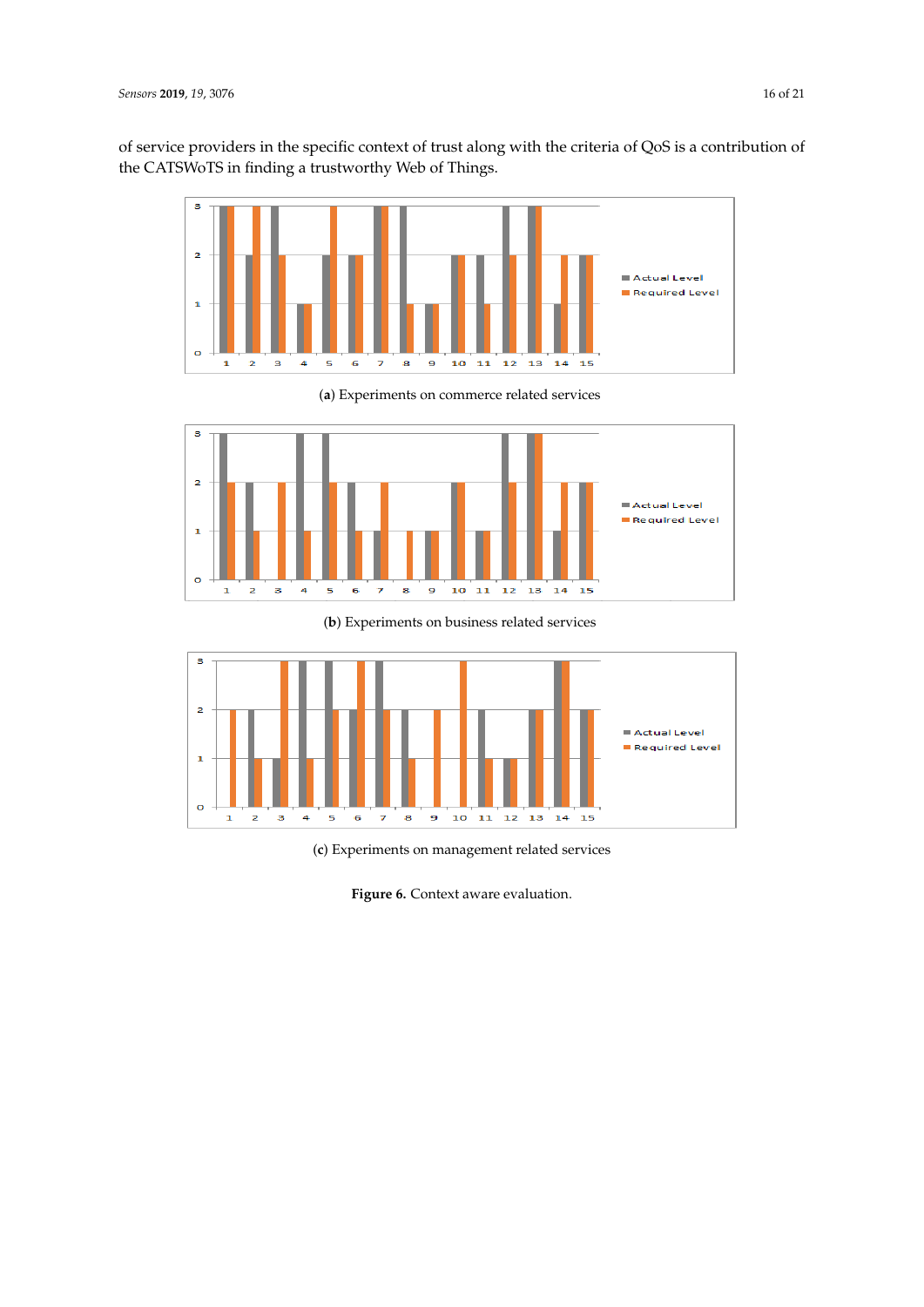of service providers in the specific context of trust along with the criteria of QoS is a contribution of the CATSWoTS in finding a trustworthy Web of Things.

(**a**) Experiments on commerce related services

(**b**) Experiments on business related services

(**c**) Experiments on management related services

**Figure 6.** Context aware evaluation.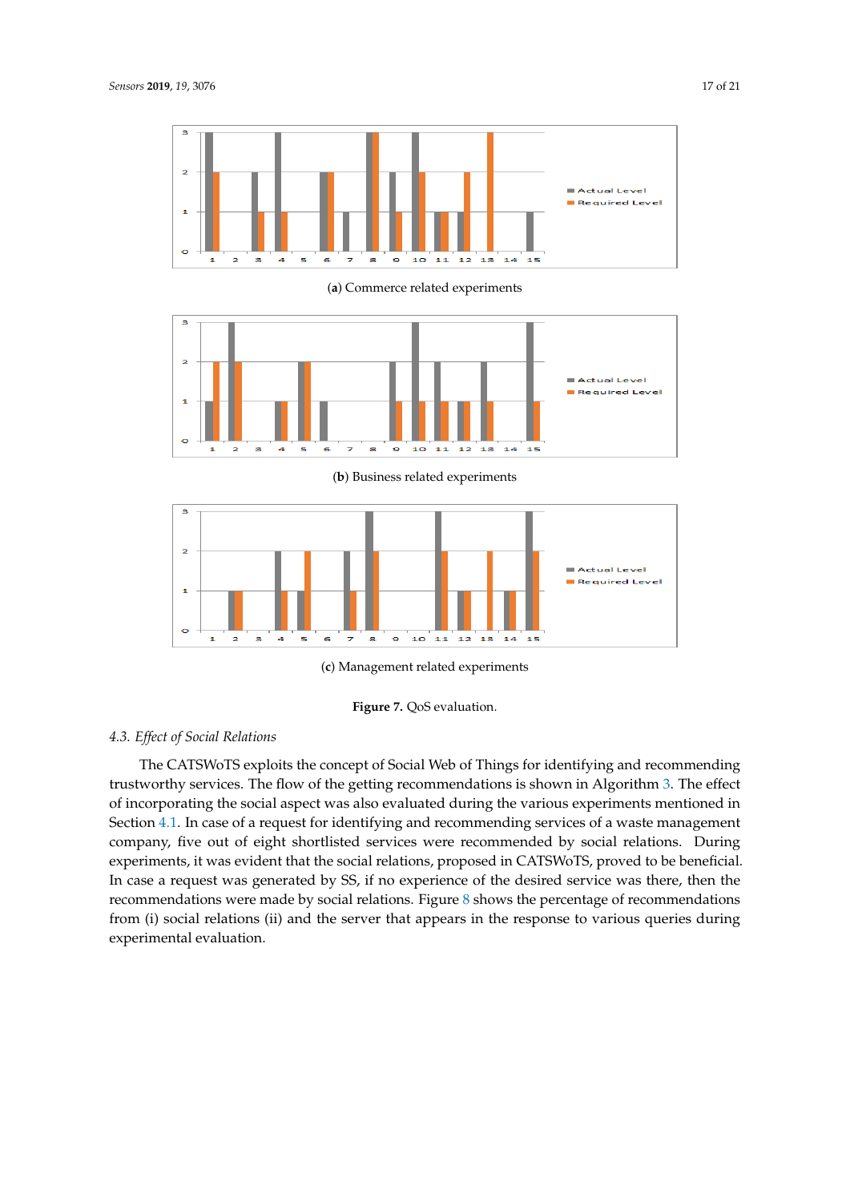(**a**) Commerce related experiments

(**b**) Business related experiments

(**c**) Management related experiments

**Figure 7.** QoS evaluation.

### 4.3. Effect of Social Relations

The CATSWoTS exploits the concept of Social Web of Things for identifying and recommending trustworthy services. The flow of the getting recommendations is shown in Algorithm 3. The effect of incorporating the social aspect was also evaluated during the various experiments mentioned in Section 4.1. In case of a request for identifying and recommending services of a waste management company, five out of eight shortlisted services were recommended by social relations. During experiments, it was evident that the social relations, proposed in CATSWoTS, proved to be beneficial. In case a request was generated by SS, if no experience of the desired service was there, then the recommendations were made by social relations. Figure 8 shows the percentage of recommendations from (i) social relations (ii) and the server that appears in the response to various queries during experimental evaluation.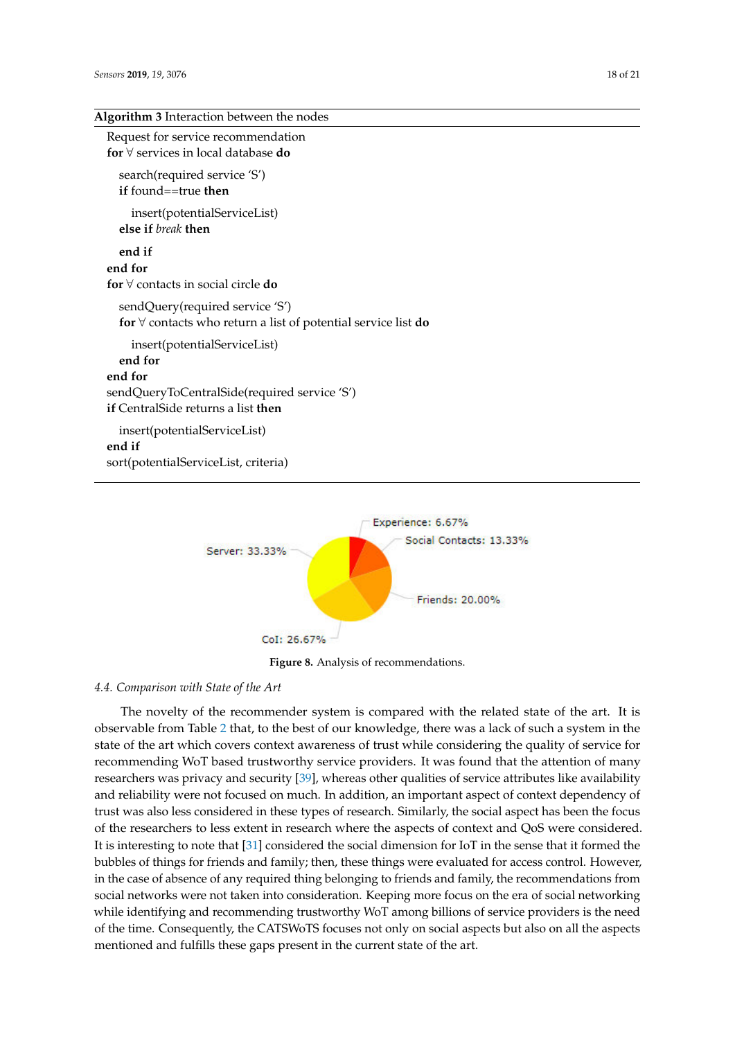**Algorithm 3** Interaction between the nodes

```
Request for service recommendation
for ∀ services in local database do
    search(required service 'S')
    if found==true then
        insert(potentialServiceList)
    else if break then
    end if
end for
for ∀ contacts in social circle do
    sendQuery(required service 'S')
    for ∀ contacts who return a list of potential service list do
        insert(potentialServiceList)
    end for
end for
sendQueryToCentralSide(required service 'S')
if CentralSide returns a list then
    insert(potentialServiceList)
end if
sort(potentialServiceList, criteria)
```

**Figure 8.** Analysis of recommendations.

### 4.4. Comparison with State of the Art

The novelty of the recommender system is compared with the related state of the art. It is observable from Table 2 that, to the best of our knowledge, there was a lack of such a system in the state of the art which covers context awareness of trust while considering the quality of service for recommending WoT based trustworthy service providers. It was found that the attention of many researchers was privacy and security [39], whereas other qualities of service attributes like availability and reliability were not focused on much. In addition, an important aspect of context dependency of trust was also less considered in these types of research. Similarly, the social aspect has been the focus of the researchers to less extent in research where the aspects of context and QoS were considered. It is interesting to note that [31] considered the social dimension for IoT in the sense that it formed the bubbles of things for friends and family; then, these things were evaluated for access control. However, in the case of absence of any required thing belonging to friends and family, the recommendations from social networks were not taken into consideration. Keeping more focus on the era of social networking while identifying and recommending trustworthy WoT among billions of service providers is the need of the time. Consequently, the CATSWoTS focuses not only on social aspects but also on all the aspects mentioned and fulfills these gaps present in the current state of the art.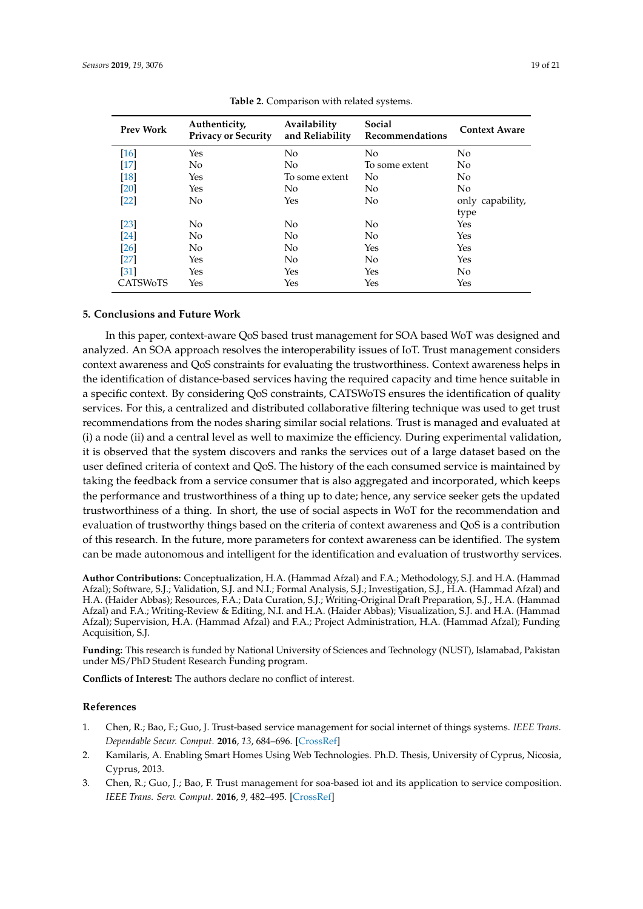**Table 2.** Comparison with related systems.

| Prev Work | Authenticity, Privacy or Security | Availability and Reliability | Social Recommendations | Context Aware |
|---|---|---|---|---|
| [16] | Yes | No | No | No |
| [17] | No | No | To some extent | No |
| [18] | Yes | To some extent | No | No |
| [20] | Yes | No | No | No |
| [22] | No | Yes | No | only capability, type |
| [23] | No | No | No | Yes |
| [24] | No | No | No | Yes |
| [26] | No | No | Yes | Yes |
| [27] | Yes | No | No | Yes |
| [31] | Yes | Yes | Yes | No |
| CATSWoTS | Yes | Yes | Yes | Yes |

## 5. Conclusions and Future Work

In this paper, context-aware QoS based trust management for SOA based WoT was designed and analyzed. An SOA approach resolves the interoperability issues of IoT. Trust management considers context awareness and QoS constraints for evaluating the trustworthiness. Context awareness helps in the identification of distance-based services having the required capacity and time hence suitable in a specific context. By considering QoS constraints, CATSWoTS ensures the identification of quality services. For this, a centralized and distributed collaborative filtering technique was used to get trust recommendations from the nodes sharing similar social relations. Trust is managed and evaluated at (i) a node (ii) and a central level as well to maximize the efficiency. During experimental validation, it is observed that the system discovers and ranks the services out of a large dataset based on the user defined criteria of context and QoS. The history of the each consumed service is maintained by taking the feedback from a service consumer that is also aggregated and incorporated, which keeps the performance and trustworthiness of a thing up to date; hence, any service seeker gets the updated trustworthiness of a thing. In short, the use of social aspects in WoT for the recommendation and evaluation of trustworthy things based on the criteria of context awareness and QoS is a contribution of this research. In the future, more parameters for context awareness can be identified. The system can be made autonomous and intelligent for the identification and evaluation of trustworthy services.

**Author Contributions:** Conceptualization, H.A. (Hammad Afzal) and F.A.; Methodology, S.J. and H.A. (Hammad Afzal); Software, S.J.; Validation, S.J. and N.I.; Formal Analysis, S.J.; Investigation, S.J., H.A. (Hammad Afzal) and H.A. (Haider Abbas); Resources, F.A.; Data Curation, S.J.; Writing-Original Draft Preparation, S.J., H.A. (Hammad Afzal) and F.A.; Writing-Review & Editing, N.I. and H.A. (Haider Abbas); Visualization, S.J. and H.A. (Hammad Afzal); Supervision, H.A. (Hammad Afzal) and F.A.; Project Administration, H.A. (Hammad Afzal); Funding Acquisition, S.J.

**Funding:** This research is funded by National University of Sciences and Technology (NUST), Islamabad, Pakistan under MS/PhD Student Research Funding program.

**Conflicts of Interest:** The authors declare no conflict of interest.

## References

1. Chen, R.; Bao, F.; Guo, J. Trust-based service management for social internet of things systems. *IEEE Trans. Dependable Secur. Comput.* **2016**, *13*, 684–696. [CrossRef]
2. Kamilaris, A. Enabling Smart Homes Using Web Technologies. Ph.D. Thesis, University of Cyprus, Nicosia, Cyprus, 2013.
3. Chen, R.; Guo, J.; Bao, F. Trust management for soa-based iot and its application to service composition. *IEEE Trans. Serv. Comput.* **2016**, *9*, 482–495. [CrossRef]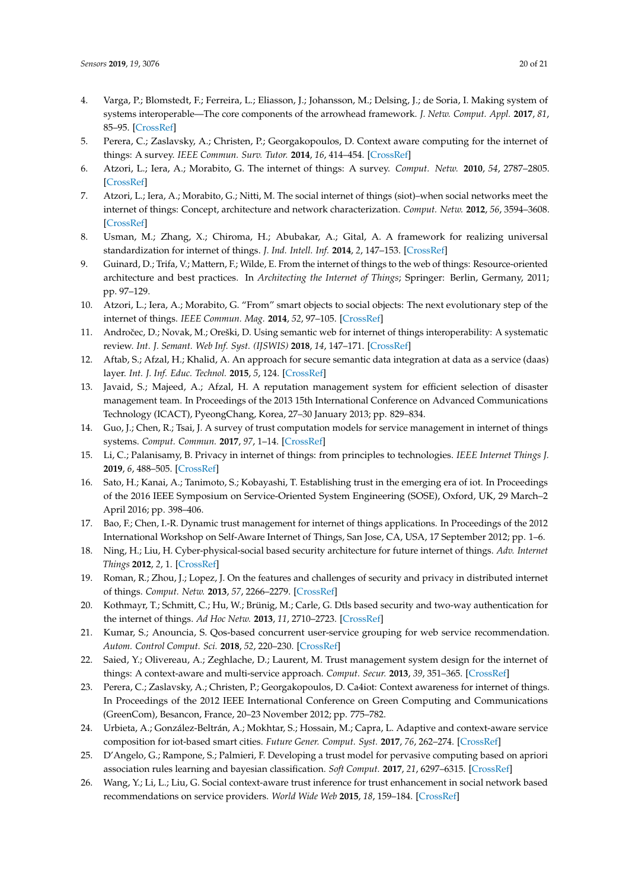4. Varga, P.; Blomstedt, F.; Ferreira, L.; Eliasson, J.; Johansson, M.; Delsing, J.; de Soria, I. Making system of systems interoperable—The core components of the arrowhead framework. *J. Netw. Comput. Appl.* **2017**, *81*, 85–95. [CrossRef]
5. Perera, C.; Zaslavsky, A.; Christen, P.; Georgakopoulos, D. Context aware computing for the internet of things: A survey. *IEEE Commun. Surv. Tutor.* **2014**, *16*, 414–454. [CrossRef]
6. Atzori, L.; Iera, A.; Morabito, G. The internet of things: A survey. *Comput. Netw.* **2010**, *54*, 2787–2805. [CrossRef]
7. Atzori, L.; Iera, A.; Morabito, G.; Nitti, M. The social internet of things (siot)–when social networks meet the internet of things: Concept, architecture and network characterization. *Comput. Netw.* **2012**, *56*, 3594–3608. [CrossRef]
8. Usman, M.; Zhang, X.; Chiroma, H.; Abubakar, A.; Gital, A. A framework for realizing universal standardization for internet of things. *J. Ind. Intell. Inf.* **2014**, *2*, 147–153. [CrossRef]
9. Guinard, D.; Trifa, V.; Mattern, F.; Wilde, E. From the internet of things to the web of things: Resource-oriented architecture and best practices. In *Architecting the Internet of Things*; Springer: Berlin, Germany, 2011; pp. 97–129.
10. Atzori, L.; Iera, A.; Morabito, G. "From" smart objects to social objects: The next evolutionary step of the internet of things. *IEEE Commun. Mag.* **2014**, *52*, 97–105. [CrossRef]
11. Andročec, D.; Novak, M.; Oreški, D. Using semantic web for internet of things interoperability: A systematic review. *Int. J. Semant. Web Inf. Syst. (IJSWIS)* **2018**, *14*, 147–171. [CrossRef]
12. Aftab, S.; Afzal, H.; Khalid, A. An approach for secure semantic data integration at data as a service (daas) layer. *Int. J. Inf. Educ. Technol.* **2015**, *5*, 124. [CrossRef]
13. Javaid, S.; Majeed, A.; Afzal, H. A reputation management system for efficient selection of disaster management team. In Proceedings of the 2013 15th International Conference on Advanced Communications Technology (ICACT), PyeongChang, Korea, 27–30 January 2013; pp. 829–834.
14. Guo, J.; Chen, R.; Tsai, J. A survey of trust computation models for service management in internet of things systems. *Comput. Commun.* **2017**, *97*, 1–14. [CrossRef]
15. Li, C.; Palanisamy, B. Privacy in internet of things: from principles to technologies. *IEEE Internet Things J.* **2019**, *6*, 488–505. [CrossRef]
16. Sato, H.; Kanai, A.; Tanimoto, S.; Kobayashi, T. Establishing trust in the emerging era of iot. In Proceedings of the 2016 IEEE Symposium on Service-Oriented System Engineering (SOSE), Oxford, UK, 29 March–2 April 2016; pp. 398–406.
17. Bao, F.; Chen, I.-R. Dynamic trust management for internet of things applications. In Proceedings of the 2012 International Workshop on Self-Aware Internet of Things, San Jose, CA, USA, 17 September 2012; pp. 1–6.
18. Ning, H.; Liu, H. Cyber-physical-social based security architecture for future internet of things. *Adv. Internet Things* **2012**, *2*, 1. [CrossRef]
19. Roman, R.; Zhou, J.; Lopez, J. On the features and challenges of security and privacy in distributed internet of things. *Comput. Netw.* **2013**, *57*, 2266–2279. [CrossRef]
20. Kothmayr, T.; Schmitt, C.; Hu, W.; Brünig, M.; Carle, G. Dtls based security and two-way authentication for the internet of things. *Ad Hoc Netw.* **2013**, *11*, 2710–2723. [CrossRef]
21. Kumar, S.; Anouncia, S. Qos-based concurrent user-service grouping for web service recommendation. *Autom. Control Comput. Sci.* **2018**, *52*, 220–230. [CrossRef]
22. Saied, Y.; Olivereau, A.; Zeghlache, D.; Laurent, M. Trust management system design for the internet of things: A context-aware and multi-service approach. *Comput. Secur.* **2013**, *39*, 351–365. [CrossRef]
23. Perera, C.; Zaslavsky, A.; Christen, P.; Georgakopoulos, D. Ca4iot: Context awareness for internet of things. In Proceedings of the 2012 IEEE International Conference on Green Computing and Communications (GreenCom), Besancon, France, 20–23 November 2012; pp. 775–782.
24. Urbieta, A.; González-Beltrán, A.; Mokhtar, S.; Hossain, M.; Capra, L. Adaptive and context-aware service composition for iot-based smart cities. *Future Gener. Comput. Syst.* **2017**, *76*, 262–274. [CrossRef]
25. D'Angelo, G.; Rampone, S.; Palmieri, F. Developing a trust model for pervasive computing based on apriori association rules learning and bayesian classification. *Soft Comput.* **2017**, *21*, 6297–6315. [CrossRef]
26. Wang, Y.; Li, L.; Liu, G. Social context-aware trust inference for trust enhancement in social network based recommendations on service providers. *World Wide Web* **2015**, *18*, 159–184. [CrossRef]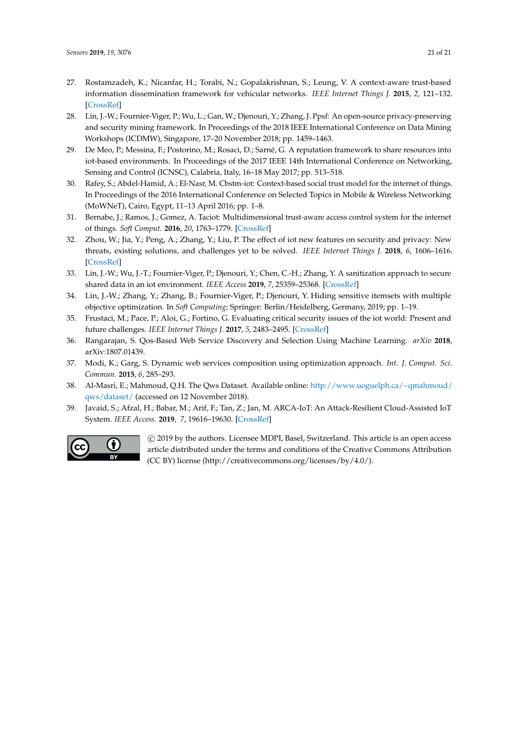27. Rostamzadeh, K.; Nicanfar, H.; Torabi, N.; Gopalakrishnan, S.; Leung, V. A context-aware trust-based information dissemination framework for vehicular networks. *IEEE Internet Things J.* **2015**, *2*, 121–132. [CrossRef]
28. Lin, J.-W.; Fournier-Viger, P.; Wu, L.; Gan, W.; Djenouri, Y.; Zhang, J. Ppsf: An open-source privacy-preserving and security mining framework. In Proceedings of the 2018 IEEE International Conference on Data Mining Workshops (ICDMW), Singapore, 17–20 November 2018; pp. 1459–1463.
29. De Meo, P.; Messina, F.; Postorino, M.; Rosaci, D.; Sarné, G. A reputation framework to share resources into iot-based environments. In Proceedings of the 2017 IEEE 14th International Conference on Networking, Sensing and Control (ICNSC), Calabria, Italy, 16–18 May 2017; pp. 513–518.
30. Rafey, S.; Abdel-Hamid, A.; El-Nasr, M. Cbstm-iot: Context-based social trust model for the internet of things. In Proceedings of the 2016 International Conference on Selected Topics in Mobile & Wireless Networking (MoWNeT), Cairo, Egypt, 11–13 April 2016; pp. 1–8.
31. Bernabe, J.; Ramos, J.; Gomez, A. Taciot: Multidimensional trust-aware access control system for the internet of things. *Soft Comput.* **2016**, *20*, 1763–1779. [CrossRef]
32. Zhou, W.; Jia, Y.; Peng, A.; Zhang, Y.; Liu, P. The effect of iot new features on security and privacy: New threats, existing solutions, and challenges yet to be solved. *IEEE Internet Things J.* **2018**, *6*, 1606–1616. [CrossRef]
33. Lin, J.-W.; Wu, J.-T.; Fournier-Viger, P.; Djenouri, Y.; Chen, C.-H.; Zhang, Y. A sanitization approach to secure shared data in an iot environment. *IEEE Access* **2019**, *7*, 25359–25368. [CrossRef]
34. Lin, J.-W.; Zhang, Y.; Zhang, B.; Fournier-Viger, P.; Djenouri, Y. Hiding sensitive itemsets with multiple objective optimization. In *Soft Computing*; Springer: Berlin/Heidelberg, Germany, 2019; pp. 1–19.
35. Frustaci, M.; Pace, P.; Aloi, G.; Fortino, G. Evaluating critical security issues of the iot world: Present and future challenges. *IEEE Internet Things J.* **2017**, *5*, 2483–2495. [CrossRef]
36. Rangarajan, S. Qos-Based Web Service Discovery and Selection Using Machine Learning. *arXiv* **2018**, arXiv:1807.01439.
37. Modi, K.; Garg, S. Dynamic web services composition using optimization approach. *Int. J. Comput. Sci. Commun.* **2015**, *6*, 285–293.
38. Al-Masri, E.; Mahmoud, Q.H. The Qws Dataset. Available online: http://www.uoguelph.ca/~qmahmoud/qws/dataset/ (accessed on 12 November 2018).
39. Javaid, S.; Afzal, H.; Babar, M.; Arif, F.; Tan, Z.; Jan, M. ARCA-IoT: An Attack-Resilient Cloud-Assisted IoT System. *IEEE Access.* **2019**, *7*, 19616–19630. [CrossRef]

© 2019 by the authors. Licensee MDPI, Basel, Switzerland. This article is an open access article distributed under the terms and conditions of the Creative Commons Attribution (CC BY) license (http://creativecommons.org/licenses/by/4.0/).